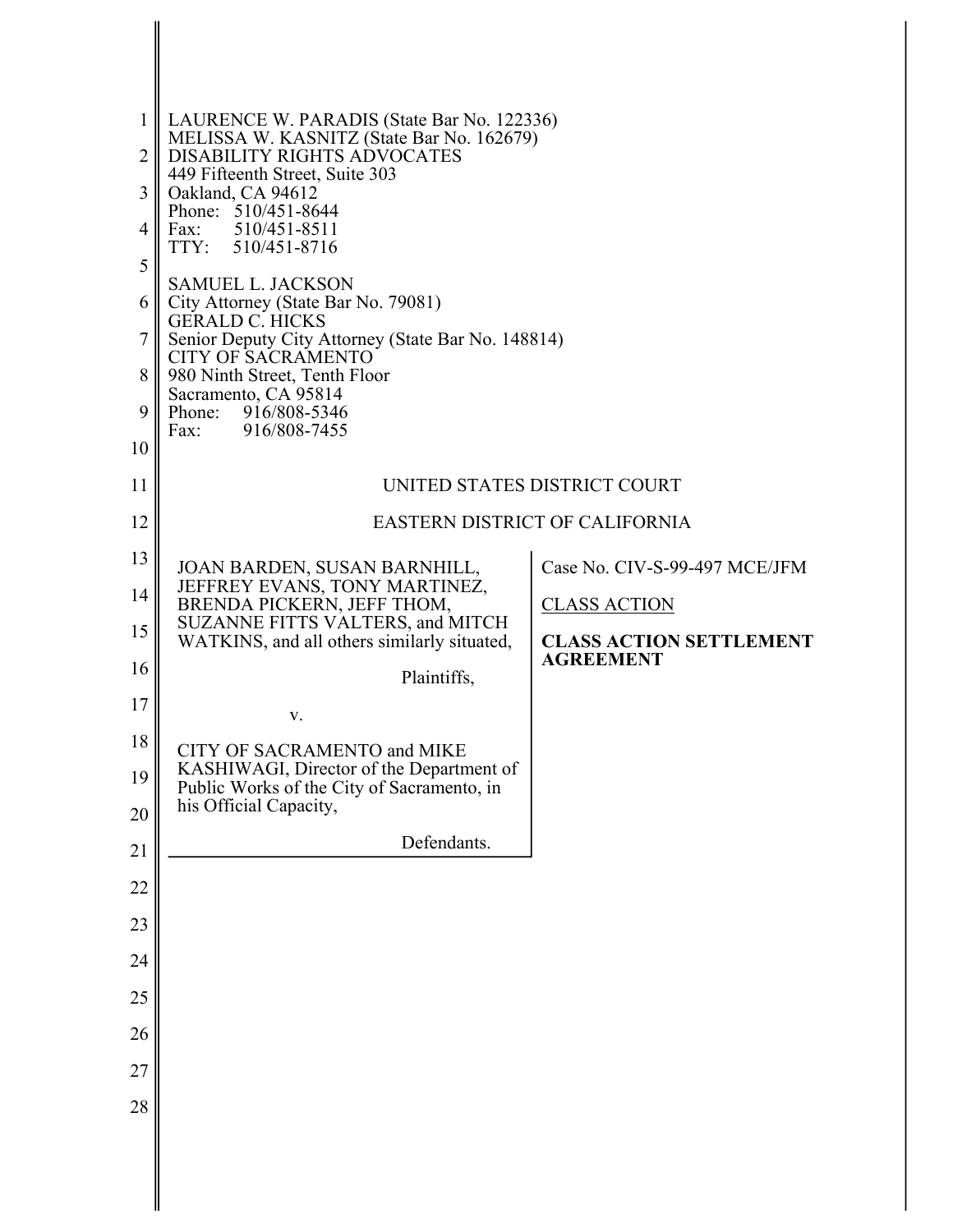LAURENCE W. PARADIS (State Bar No. 122336)
MELISSA W. KASNITZ (State Bar No. 162679)
DISABILITY RIGHTS ADVOCATES
449 Fifteenth Street, Suite 303
Oakland, CA 94612
Phone: 510/451-8644
Fax: 510/451-8511
TTY: 510/451-8716

SAMUEL L. JACKSON
City Attorney (State Bar No. 79081)
GERALD C. HICKS
Senior Deputy City Attorney (State Bar No. 148814)
CITY OF SACRAMENTO
980 Ninth Street, Tenth Floor
Sacramento, CA 95814
Phone: 916/808-5346
Fax: 916/808-7455

UNITED STATES DISTRICT COURT

EASTERN DISTRICT OF CALIFORNIA

JOAN BARDEN, SUSAN BARNHILL, JEFFREY EVANS, TONY MARTINEZ, BRENDA PICKERN, JEFF THOM, SUZANNE FITTS VALTERS, and MITCH WATKINS, and all others similarly situated,

Plaintiffs,

v.

CITY OF SACRAMENTO and MIKE KASHIWAGI, Director of the Department of Public Works of the City of Sacramento, in his Official Capacity,

Defendants.

Case No. CIV-S-99-497 MCE/JFM

CLASS ACTION

**CLASS ACTION SETTLEMENT AGREEMENT**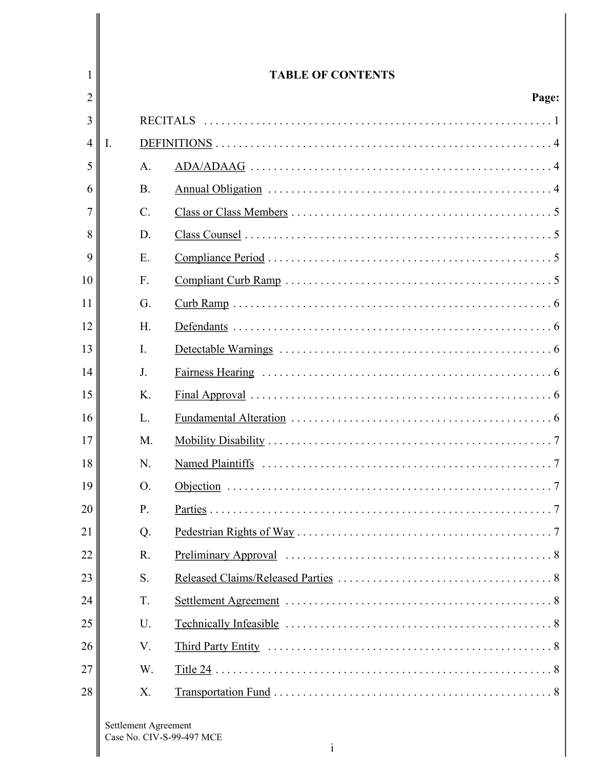# TABLE OF CONTENTS

| | | Page: |
|---|---|---|
| | RECITALS | 1 |
| I. | DEFINITIONS | 4 |
| | A. ADA/ADAAG | 4 |
| | B. Annual Obligation | 4 |
| | C. Class or Class Members | 5 |
| | D. Class Counsel | 5 |
| | E. Compliance Period | 5 |
| | F. Compliant Curb Ramp | 5 |
| | G. Curb Ramp | 6 |
| | H. Defendants | 6 |
| | I. Detectable Warnings | 6 |
| | J. Fairness Hearing | 6 |
| | K. Final Approval | 6 |
| | L. Fundamental Alteration | 6 |
| | M. Mobility Disability | 7 |
| | N. Named Plaintiffs | 7 |
| | O. Objection | 7 |
| | P. Parties | 7 |
| | Q. Pedestrian Rights of Way | 7 |
| | R. Preliminary Approval | 8 |
| | S. Released Claims/Released Parties | 8 |
| | T. Settlement Agreement | 8 |
| | U. Technically Infeasible | 8 |
| | V. Third Party Entity | 8 |
| | W. Title 24 | 8 |
| | X. Transportation Fund | 8 |

Settlement Agreement
Case No. CIV-S-99-497 MCE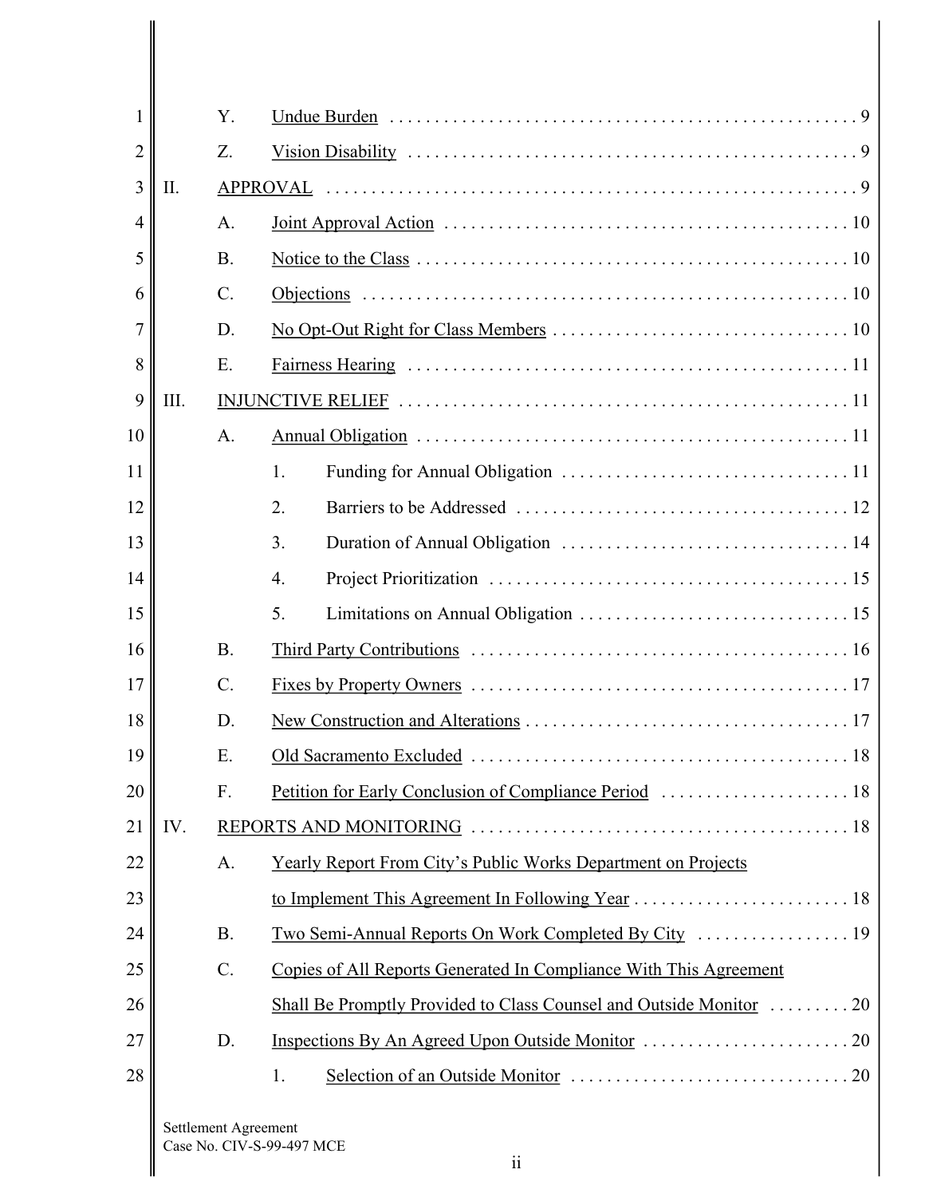Y. Undue Burden . . . 9

Z. Vision Disability . . . 9

II. APPROVAL . . . 9

A. Joint Approval Action . . . 10

B. Notice to the Class . . . 10

C. Objections . . . 10

D. No Opt-Out Right for Class Members . . . 10

E. Fairness Hearing . . . 11

III. INJUNCTIVE RELIEF . . . 11

A. Annual Obligation . . . 11

1. Funding for Annual Obligation . . . 11

2. Barriers to be Addressed . . . 12

3. Duration of Annual Obligation . . . 14

4. Project Prioritization . . . 15

5. Limitations on Annual Obligation . . . 15

B. Third Party Contributions . . . 16

C. Fixes by Property Owners . . . 17

D. New Construction and Alterations . . . 17

E. Old Sacramento Excluded . . . 18

F. Petition for Early Conclusion of Compliance Period . . . 18

IV. REPORTS AND MONITORING . . . 18

A. Yearly Report From City's Public Works Department on Projects to Implement This Agreement In Following Year . . . 18

B. Two Semi-Annual Reports On Work Completed By City . . . 19

C. Copies of All Reports Generated In Compliance With This Agreement Shall Be Promptly Provided to Class Counsel and Outside Monitor . . . 20

D. Inspections By An Agreed Upon Outside Monitor . . . 20

1. Selection of an Outside Monitor . . . 20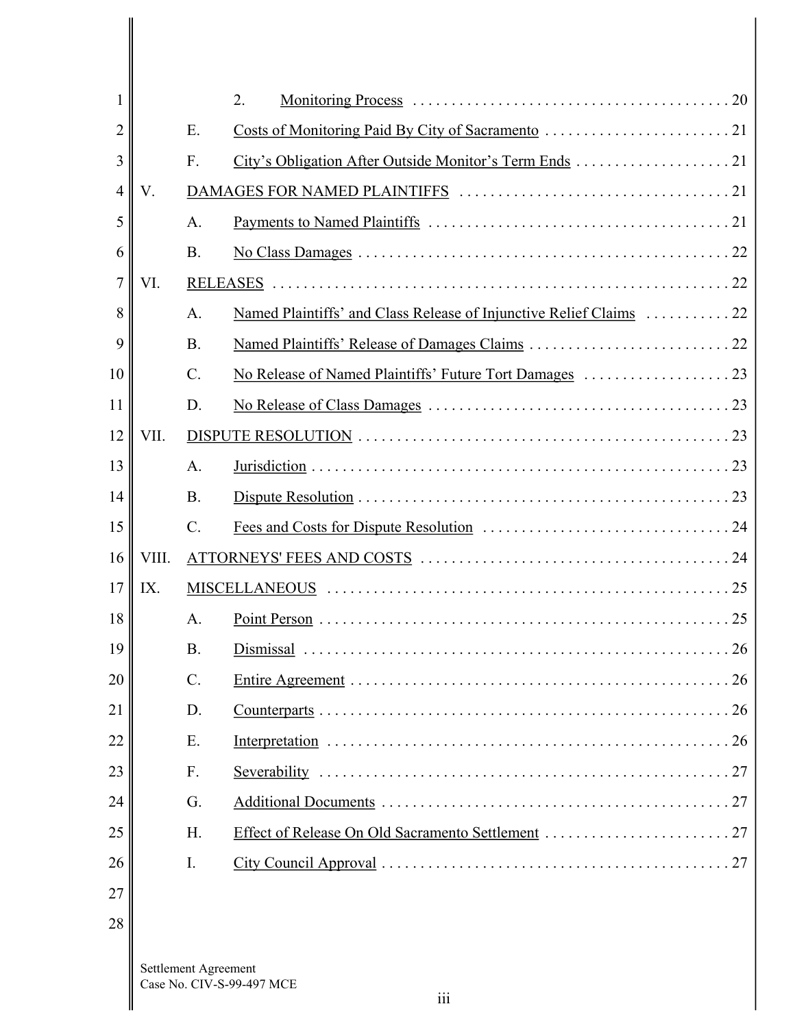2. Monitoring Process . . . . . . . . . . . . . . . . . . . . . . . . . . . . . . . . . . . . . . . . 20

E. Costs of Monitoring Paid By City of Sacramento . . . . . . . . . . . . . . . . . . . . . . . . 21

F. City's Obligation After Outside Monitor's Term Ends . . . . . . . . . . . . . . . . . . . . 21

V. DAMAGES FOR NAMED PLAINTIFFS . . . . . . . . . . . . . . . . . . . . . . . . . . . . . . . . . . . 21

A. Payments to Named Plaintiffs . . . . . . . . . . . . . . . . . . . . . . . . . . . . . . . . . . . . . . 21

B. No Class Damages . . . . . . . . . . . . . . . . . . . . . . . . . . . . . . . . . . . . . . . . . . . . . . . 22

VI. RELEASES . . . . . . . . . . . . . . . . . . . . . . . . . . . . . . . . . . . . . . . . . . . . . . . . . . . . . . . . 22

A. Named Plaintiffs' and Class Release of Injunctive Relief Claims . . . . . . . . . . . 22

B. Named Plaintiffs' Release of Damages Claims . . . . . . . . . . . . . . . . . . . . . . . . . . 22

C. No Release of Named Plaintiffs' Future Tort Damages . . . . . . . . . . . . . . . . . . . 23

D. No Release of Class Damages . . . . . . . . . . . . . . . . . . . . . . . . . . . . . . . . . . . . . . 23

VII. DISPUTE RESOLUTION . . . . . . . . . . . . . . . . . . . . . . . . . . . . . . . . . . . . . . . . . . . . . . . 23

A. Jurisdiction . . . . . . . . . . . . . . . . . . . . . . . . . . . . . . . . . . . . . . . . . . . . . . . . . . . . . 23

B. Dispute Resolution . . . . . . . . . . . . . . . . . . . . . . . . . . . . . . . . . . . . . . . . . . . . . . . . 23

C. Fees and Costs for Dispute Resolution . . . . . . . . . . . . . . . . . . . . . . . . . . . . . . . . 24

VIII. ATTORNEYS' FEES AND COSTS . . . . . . . . . . . . . . . . . . . . . . . . . . . . . . . . . . . . . . . 24

IX. MISCELLANEOUS . . . . . . . . . . . . . . . . . . . . . . . . . . . . . . . . . . . . . . . . . . . . . . . . . . . 25

A. Point Person . . . . . . . . . . . . . . . . . . . . . . . . . . . . . . . . . . . . . . . . . . . . . . . . . . . . 25

B. Dismissal . . . . . . . . . . . . . . . . . . . . . . . . . . . . . . . . . . . . . . . . . . . . . . . . . . . . . . . 26

C. Entire Agreement . . . . . . . . . . . . . . . . . . . . . . . . . . . . . . . . . . . . . . . . . . . . . . . . . 26

D. Counterparts . . . . . . . . . . . . . . . . . . . . . . . . . . . . . . . . . . . . . . . . . . . . . . . . . . . . 26

E. Interpretation . . . . . . . . . . . . . . . . . . . . . . . . . . . . . . . . . . . . . . . . . . . . . . . . . . . 26

F. Severability . . . . . . . . . . . . . . . . . . . . . . . . . . . . . . . . . . . . . . . . . . . . . . . . . . . . . 27

G. Additional Documents . . . . . . . . . . . . . . . . . . . . . . . . . . . . . . . . . . . . . . . . . . . . . 27

H. Effect of Release On Old Sacramento Settlement . . . . . . . . . . . . . . . . . . . . . . . . 27

I. City Council Approval . . . . . . . . . . . . . . . . . . . . . . . . . . . . . . . . . . . . . . . . . . . . . 27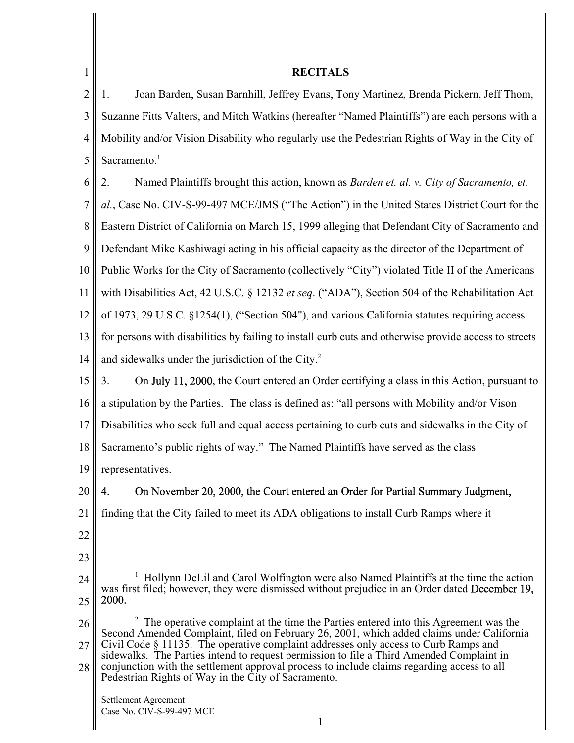## RECITALS

1. Joan Barden, Susan Barnhill, Jeffrey Evans, Tony Martinez, Brenda Pickern, Jeff Thom, Suzanne Fitts Valters, and Mitch Watkins (hereafter "Named Plaintiffs") are each persons with a Mobility and/or Vision Disability who regularly use the Pedestrian Rights of Way in the City of Sacramento.[1]

2. Named Plaintiffs brought this action, known as *Barden et. al. v. City of Sacramento, et. al.*, Case No. CIV-S-99-497 MCE/JMS ("The Action") in the United States District Court for the Eastern District of California on March 15, 1999 alleging that Defendant City of Sacramento and Defendant Mike Kashiwagi acting in his official capacity as the director of the Department of Public Works for the City of Sacramento (collectively "City") violated Title II of the Americans with Disabilities Act, 42 U.S.C. § 12132 *et seq*. ("ADA"), Section 504 of the Rehabilitation Act of 1973, 29 U.S.C. §1254(1), ("Section 504"), and various California statutes requiring access for persons with disabilities by failing to install curb cuts and otherwise provide access to streets and sidewalks under the jurisdiction of the City.[2]

3. On July 11, 2000, the Court entered an Order certifying a class in this Action, pursuant to a stipulation by the Parties. The class is defined as: "all persons with Mobility and/or Vison Disabilities who seek full and equal access pertaining to curb cuts and sidewalks in the City of Sacramento's public rights of way." The Named Plaintiffs have served as the class representatives.

4. On November 20, 2000, the Court entered an Order for Partial Summary Judgment, finding that the City failed to meet its ADA obligations to install Curb Ramps where it

---

[1] Hollynn DeLil and Carol Wolfington were also Named Plaintiffs at the time the action was first filed; however, they were dismissed without prejudice in an Order dated December 19, 2000.

[2] The operative complaint at the time the Parties entered into this Agreement was the Second Amended Complaint, filed on February 26, 2001, which added claims under California Civil Code § 11135. The operative complaint addresses only access to Curb Ramps and sidewalks. The Parties intend to request permission to file a Third Amended Complaint in conjunction with the settlement approval process to include claims regarding access to all Pedestrian Rights of Way in the City of Sacramento.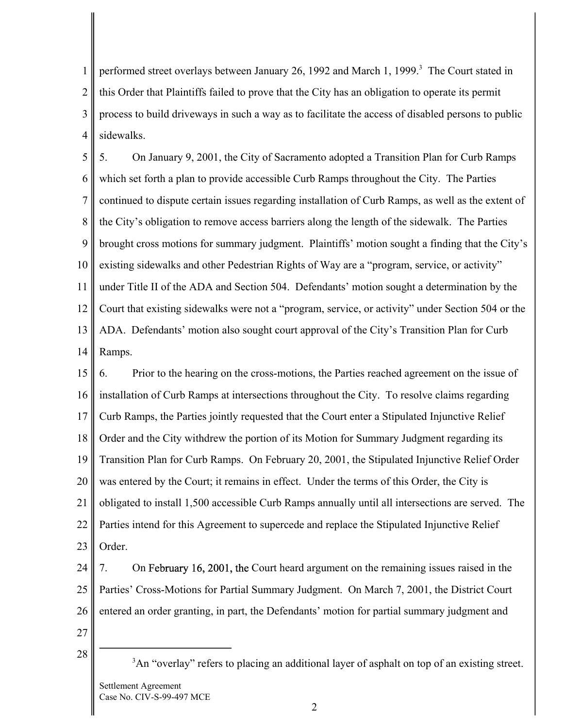performed street overlays between January 26, 1992 and March 1, 1999.[3] The Court stated in this Order that Plaintiffs failed to prove that the City has an obligation to operate its permit process to build driveways in such a way as to facilitate the access of disabled persons to public sidewalks.

5. On January 9, 2001, the City of Sacramento adopted a Transition Plan for Curb Ramps which set forth a plan to provide accessible Curb Ramps throughout the City. The Parties continued to dispute certain issues regarding installation of Curb Ramps, as well as the extent of the City's obligation to remove access barriers along the length of the sidewalk. The Parties brought cross motions for summary judgment. Plaintiffs' motion sought a finding that the City's existing sidewalks and other Pedestrian Rights of Way are a "program, service, or activity" under Title II of the ADA and Section 504. Defendants' motion sought a determination by the Court that existing sidewalks were not a "program, service, or activity" under Section 504 or the ADA. Defendants' motion also sought court approval of the City's Transition Plan for Curb Ramps.

6. Prior to the hearing on the cross-motions, the Parties reached agreement on the issue of installation of Curb Ramps at intersections throughout the City. To resolve claims regarding Curb Ramps, the Parties jointly requested that the Court enter a Stipulated Injunctive Relief Order and the City withdrew the portion of its Motion for Summary Judgment regarding its Transition Plan for Curb Ramps. On February 20, 2001, the Stipulated Injunctive Relief Order was entered by the Court; it remains in effect. Under the terms of this Order, the City is obligated to install 1,500 accessible Curb Ramps annually until all intersections are served. The Parties intend for this Agreement to supercede and replace the Stipulated Injunctive Relief Order.

7. On February 16, 2001, the Court heard argument on the remaining issues raised in the Parties' Cross-Motions for Partial Summary Judgment. On March 7, 2001, the District Court entered an order granting, in part, the Defendants' motion for partial summary judgment and

[3] An "overlay" refers to placing an additional layer of asphalt on top of an existing street.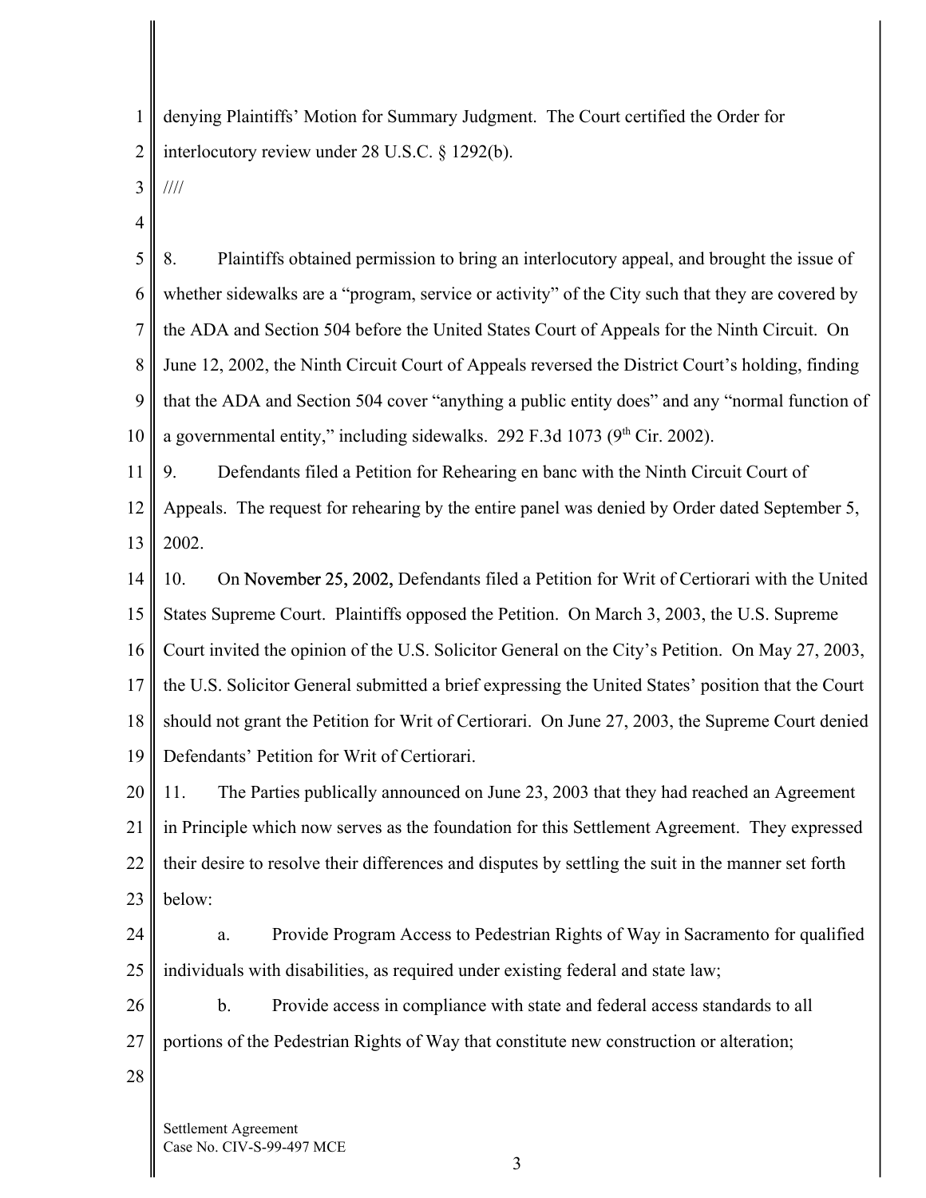denying Plaintiffs' Motion for Summary Judgment. The Court certified the Order for interlocutory review under 28 U.S.C. § 1292(b).

////

8. Plaintiffs obtained permission to bring an interlocutory appeal, and brought the issue of whether sidewalks are a "program, service or activity" of the City such that they are covered by the ADA and Section 504 before the United States Court of Appeals for the Ninth Circuit. On June 12, 2002, the Ninth Circuit Court of Appeals reversed the District Court's holding, finding that the ADA and Section 504 cover "anything a public entity does" and any "normal function of a governmental entity," including sidewalks. 292 F.3d 1073 (9th Cir. 2002).

9. Defendants filed a Petition for Rehearing en banc with the Ninth Circuit Court of Appeals. The request for rehearing by the entire panel was denied by Order dated September 5, 2002.

10. On November 25, 2002, Defendants filed a Petition for Writ of Certiorari with the United States Supreme Court. Plaintiffs opposed the Petition. On March 3, 2003, the U.S. Supreme Court invited the opinion of the U.S. Solicitor General on the City's Petition. On May 27, 2003, the U.S. Solicitor General submitted a brief expressing the United States' position that the Court should not grant the Petition for Writ of Certiorari. On June 27, 2003, the Supreme Court denied Defendants' Petition for Writ of Certiorari.

11. The Parties publically announced on June 23, 2003 that they had reached an Agreement in Principle which now serves as the foundation for this Settlement Agreement. They expressed their desire to resolve their differences and disputes by settling the suit in the manner set forth below:

a. Provide Program Access to Pedestrian Rights of Way in Sacramento for qualified individuals with disabilities, as required under existing federal and state law;

b. Provide access in compliance with state and federal access standards to all portions of the Pedestrian Rights of Way that constitute new construction or alteration;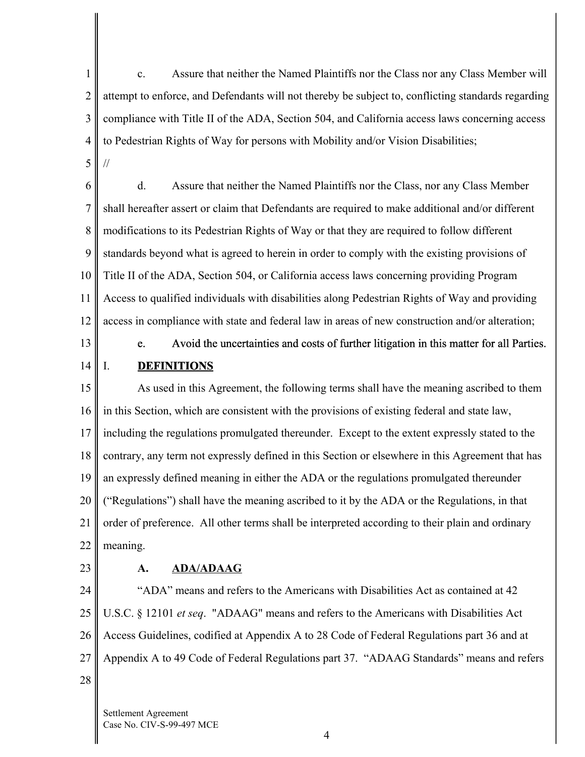c. Assure that neither the Named Plaintiffs nor the Class nor any Class Member will attempt to enforce, and Defendants will not thereby be subject to, conflicting standards regarding compliance with Title II of the ADA, Section 504, and California access laws concerning access to Pedestrian Rights of Way for persons with Mobility and/or Vision Disabilities;

//

d. Assure that neither the Named Plaintiffs nor the Class, nor any Class Member shall hereafter assert or claim that Defendants are required to make additional and/or different modifications to its Pedestrian Rights of Way or that they are required to follow different standards beyond what is agreed to herein in order to comply with the existing provisions of Title II of the ADA, Section 504, or California access laws concerning providing Program Access to qualified individuals with disabilities along Pedestrian Rights of Way and providing access in compliance with state and federal law in areas of new construction and/or alteration;

e. Avoid the uncertainties and costs of further litigation in this matter for all Parties.

## I. DEFINITIONS

As used in this Agreement, the following terms shall have the meaning ascribed to them in this Section, which are consistent with the provisions of existing federal and state law, including the regulations promulgated thereunder. Except to the extent expressly stated to the contrary, any term not expressly defined in this Section or elsewhere in this Agreement that has an expressly defined meaning in either the ADA or the regulations promulgated thereunder ("Regulations") shall have the meaning ascribed to it by the ADA or the Regulations, in that order of preference. All other terms shall be interpreted according to their plain and ordinary meaning.

### A. ADA/ADAAG

"ADA" means and refers to the Americans with Disabilities Act as contained at 42 U.S.C. § 12101 *et seq*. "ADAAG" means and refers to the Americans with Disabilities Act Access Guidelines, codified at Appendix A to 28 Code of Federal Regulations part 36 and at Appendix A to 49 Code of Federal Regulations part 37. "ADAAG Standards" means and refers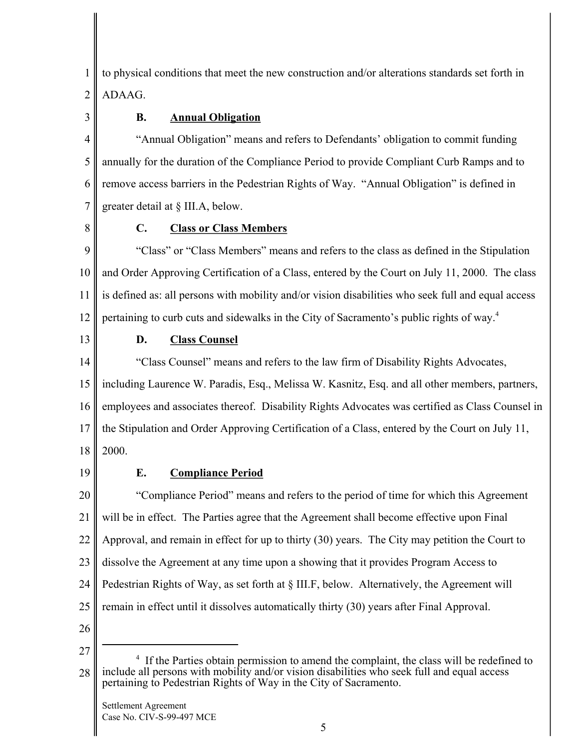to physical conditions that meet the new construction and/or alterations standards set forth in ADAAG.

### B. Annual Obligation

"Annual Obligation" means and refers to Defendants' obligation to commit funding annually for the duration of the Compliance Period to provide Compliant Curb Ramps and to remove access barriers in the Pedestrian Rights of Way. "Annual Obligation" is defined in greater detail at § III.A, below.

### C. Class or Class Members

"Class" or "Class Members" means and refers to the class as defined in the Stipulation and Order Approving Certification of a Class, entered by the Court on July 11, 2000. The class is defined as: all persons with mobility and/or vision disabilities who seek full and equal access pertaining to curb cuts and sidewalks in the City of Sacramento's public rights of way.[4]

### D. Class Counsel

"Class Counsel" means and refers to the law firm of Disability Rights Advocates, including Laurence W. Paradis, Esq., Melissa W. Kasnitz, Esq. and all other members, partners, employees and associates thereof. Disability Rights Advocates was certified as Class Counsel in the Stipulation and Order Approving Certification of a Class, entered by the Court on July 11, 2000.

### E. Compliance Period

"Compliance Period" means and refers to the period of time for which this Agreement will be in effect. The Parties agree that the Agreement shall become effective upon Final Approval, and remain in effect for up to thirty (30) years. The City may petition the Court to dissolve the Agreement at any time upon a showing that it provides Program Access to Pedestrian Rights of Way, as set forth at § III.F, below. Alternatively, the Agreement will remain in effect until it dissolves automatically thirty (30) years after Final Approval.

---

[4] If the Parties obtain permission to amend the complaint, the class will be redefined to include all persons with mobility and/or vision disabilities who seek full and equal access pertaining to Pedestrian Rights of Way in the City of Sacramento.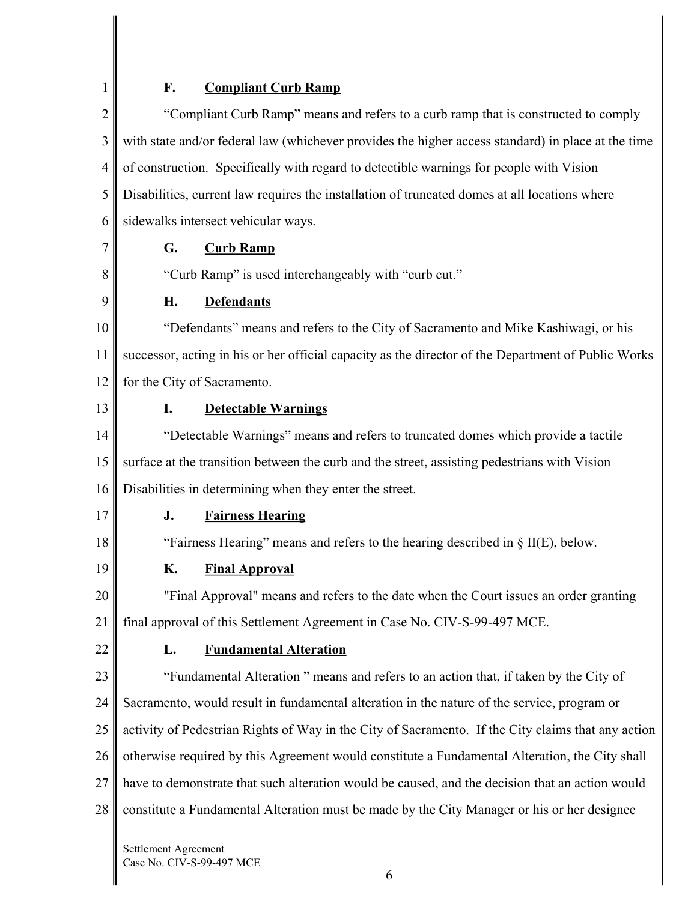### F. **Compliant Curb Ramp**

"Compliant Curb Ramp" means and refers to a curb ramp that is constructed to comply with state and/or federal law (whichever provides the higher access standard) in place at the time of construction. Specifically with regard to detectible warnings for people with Vision Disabilities, current law requires the installation of truncated domes at all locations where sidewalks intersect vehicular ways.

### G. **Curb Ramp**

"Curb Ramp" is used interchangeably with "curb cut."

### H. **Defendants**

"Defendants" means and refers to the City of Sacramento and Mike Kashiwagi, or his successor, acting in his or her official capacity as the director of the Department of Public Works for the City of Sacramento.

### I. **Detectable Warnings**

"Detectable Warnings" means and refers to truncated domes which provide a tactile surface at the transition between the curb and the street, assisting pedestrians with Vision Disabilities in determining when they enter the street.

### J. **Fairness Hearing**

"Fairness Hearing" means and refers to the hearing described in § II(E), below.

### K. **Final Approval**

"Final Approval" means and refers to the date when the Court issues an order granting final approval of this Settlement Agreement in Case No. CIV-S-99-497 MCE.

### L. **Fundamental Alteration**

"Fundamental Alteration " means and refers to an action that, if taken by the City of Sacramento, would result in fundamental alteration in the nature of the service, program or activity of Pedestrian Rights of Way in the City of Sacramento. If the City claims that any action otherwise required by this Agreement would constitute a Fundamental Alteration, the City shall have to demonstrate that such alteration would be caused, and the decision that an action would constitute a Fundamental Alteration must be made by the City Manager or his or her designee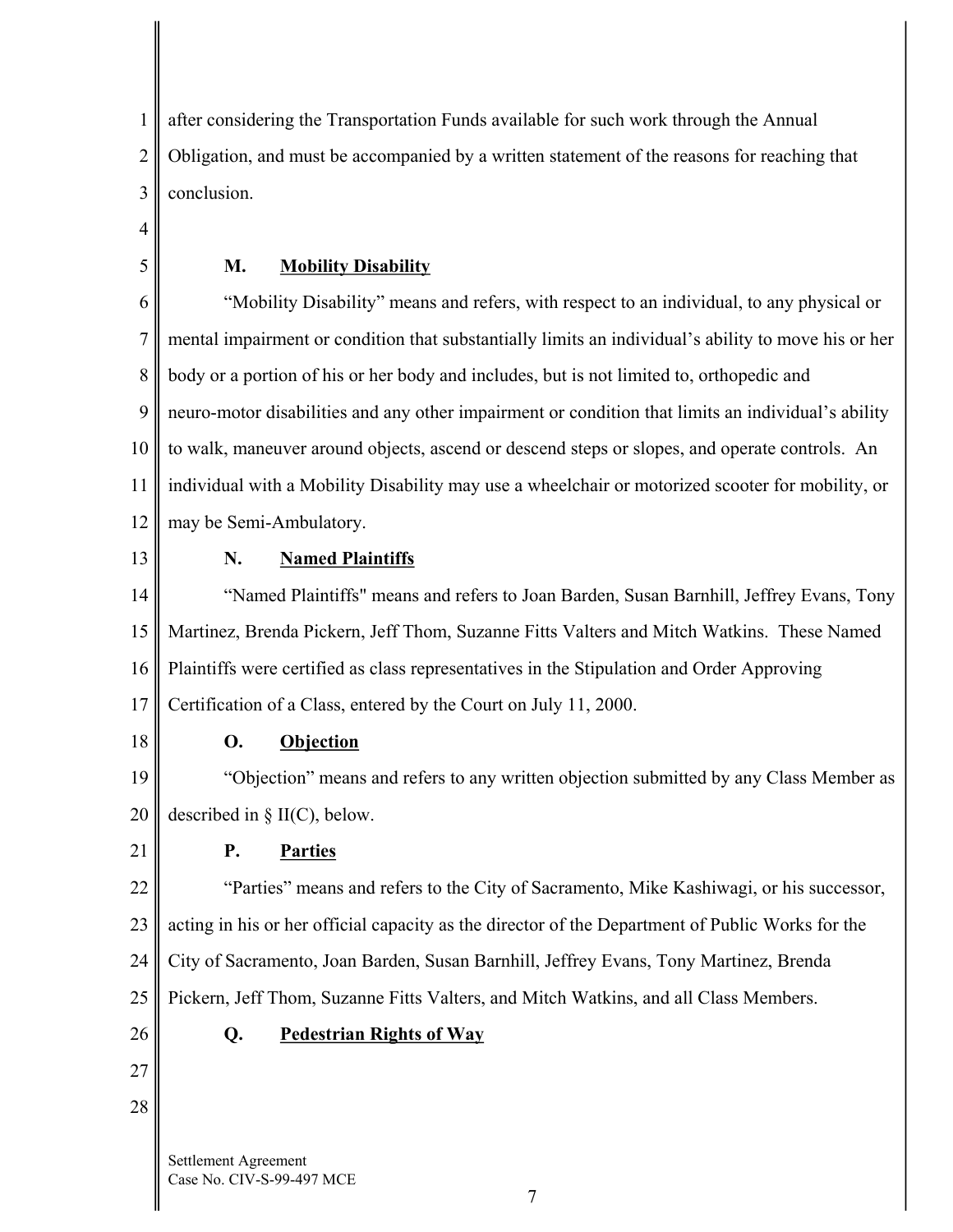after considering the Transportation Funds available for such work through the Annual Obligation, and must be accompanied by a written statement of the reasons for reaching that conclusion.

### M. Mobility Disability

"Mobility Disability" means and refers, with respect to an individual, to any physical or mental impairment or condition that substantially limits an individual's ability to move his or her body or a portion of his or her body and includes, but is not limited to, orthopedic and neuro-motor disabilities and any other impairment or condition that limits an individual's ability to walk, maneuver around objects, ascend or descend steps or slopes, and operate controls. An individual with a Mobility Disability may use a wheelchair or motorized scooter for mobility, or may be Semi-Ambulatory.

### N. Named Plaintiffs

"Named Plaintiffs" means and refers to Joan Barden, Susan Barnhill, Jeffrey Evans, Tony Martinez, Brenda Pickern, Jeff Thom, Suzanne Fitts Valters and Mitch Watkins. These Named Plaintiffs were certified as class representatives in the Stipulation and Order Approving Certification of a Class, entered by the Court on July 11, 2000.

### O. Objection

"Objection" means and refers to any written objection submitted by any Class Member as described in § II(C), below.

### P. Parties

"Parties" means and refers to the City of Sacramento, Mike Kashiwagi, or his successor, acting in his or her official capacity as the director of the Department of Public Works for the City of Sacramento, Joan Barden, Susan Barnhill, Jeffrey Evans, Tony Martinez, Brenda Pickern, Jeff Thom, Suzanne Fitts Valters, and Mitch Watkins, and all Class Members.

### Q. Pedestrian Rights of Way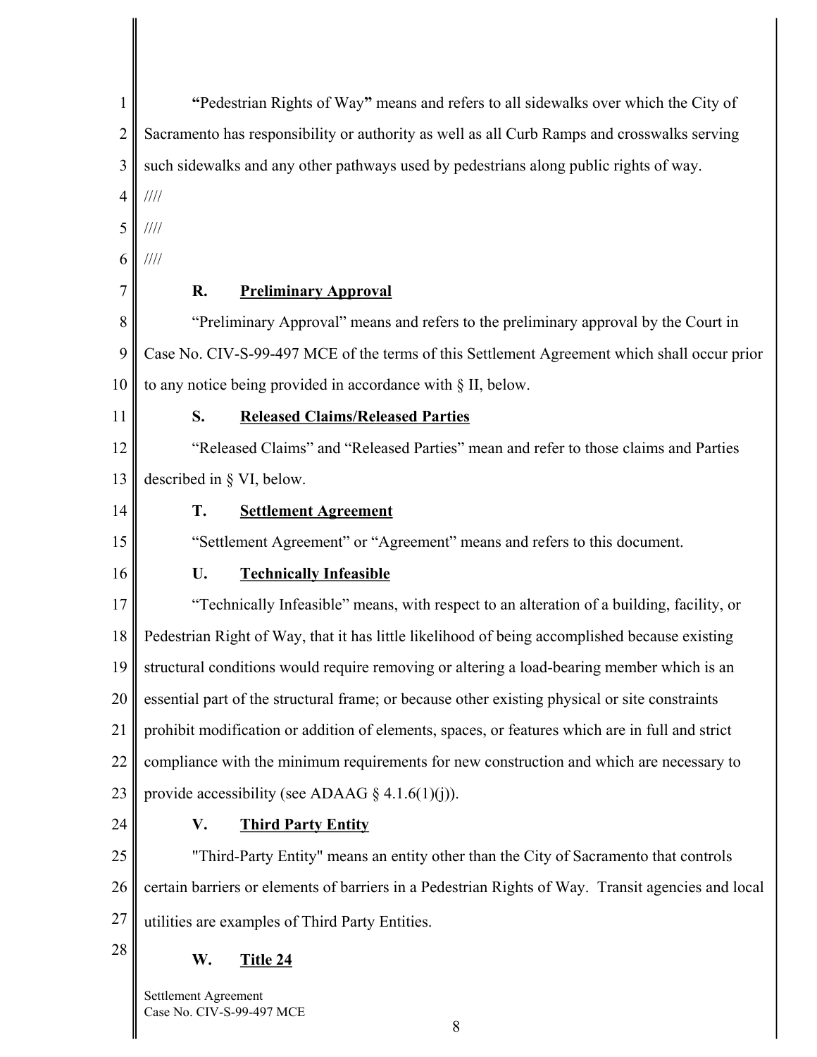**"Pedestrian Rights of Way"** means and refers to all sidewalks over which the City of Sacramento has responsibility or authority as well as all Curb Ramps and crosswalks serving such sidewalks and any other pathways used by pedestrians along public rights of way.

////

////

////

**R. Preliminary Approval**

"Preliminary Approval" means and refers to the preliminary approval by the Court in Case No. CIV-S-99-497 MCE of the terms of this Settlement Agreement which shall occur prior to any notice being provided in accordance with § II, below.

**S. Released Claims/Released Parties**

"Released Claims" and "Released Parties" mean and refer to those claims and Parties described in § VI, below.

**T. Settlement Agreement**

"Settlement Agreement" or "Agreement" means and refers to this document.

**U. Technically Infeasible**

"Technically Infeasible" means, with respect to an alteration of a building, facility, or Pedestrian Right of Way, that it has little likelihood of being accomplished because existing structural conditions would require removing or altering a load-bearing member which is an essential part of the structural frame; or because other existing physical or site constraints prohibit modification or addition of elements, spaces, or features which are in full and strict compliance with the minimum requirements for new construction and which are necessary to provide accessibility (see ADAAG § 4.1.6(1)(j)).

**V. Third Party Entity**

"Third-Party Entity" means an entity other than the City of Sacramento that controls certain barriers or elements of barriers in a Pedestrian Rights of Way. Transit agencies and local utilities are examples of Third Party Entities.

**W. Title 24**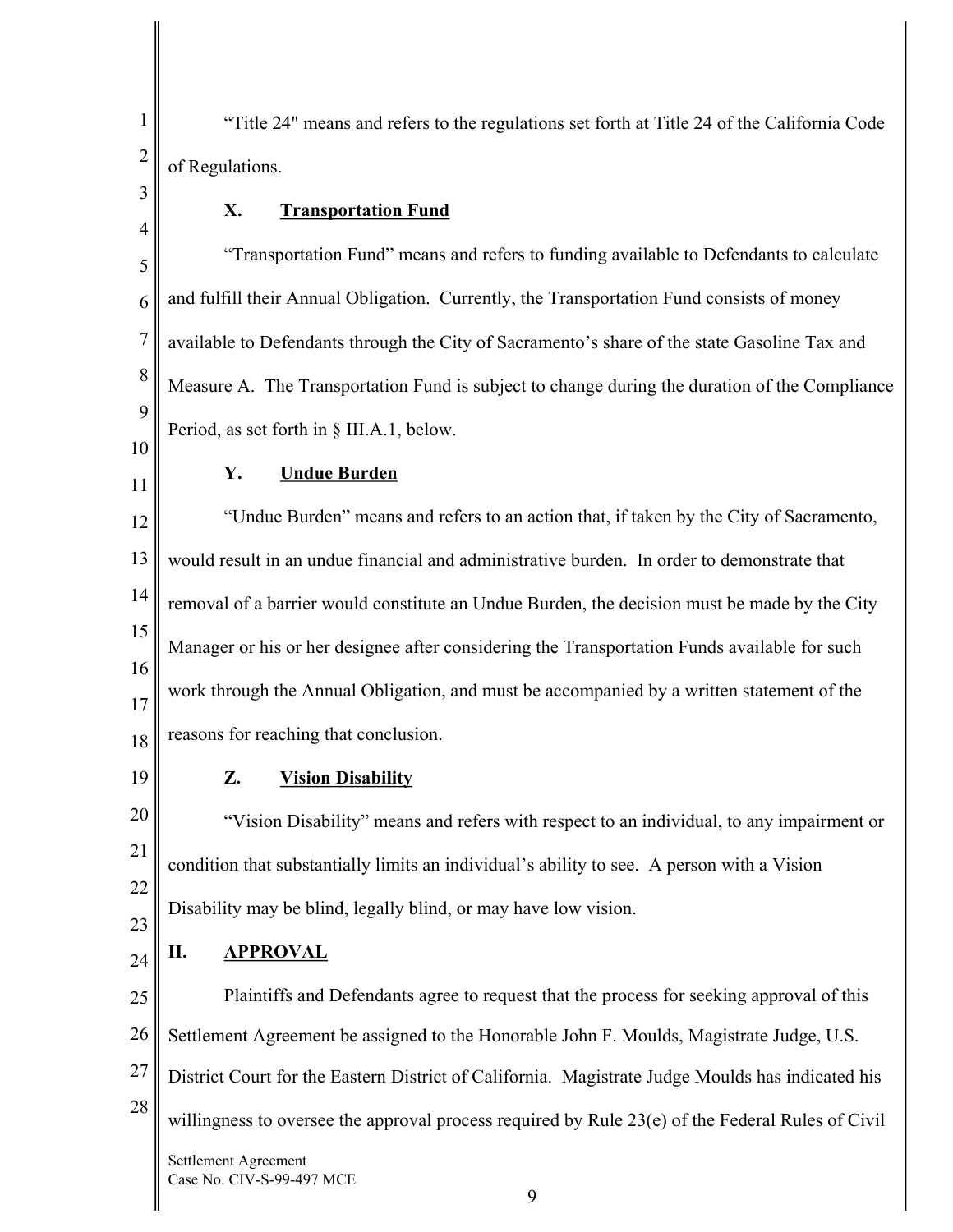"Title 24" means and refers to the regulations set forth at Title 24 of the California Code of Regulations.

### X. Transportation Fund

"Transportation Fund" means and refers to funding available to Defendants to calculate and fulfill their Annual Obligation. Currently, the Transportation Fund consists of money available to Defendants through the City of Sacramento's share of the state Gasoline Tax and Measure A. The Transportation Fund is subject to change during the duration of the Compliance Period, as set forth in § III.A.1, below.

### Y. Undue Burden

"Undue Burden" means and refers to an action that, if taken by the City of Sacramento, would result in an undue financial and administrative burden. In order to demonstrate that removal of a barrier would constitute an Undue Burden, the decision must be made by the City Manager or his or her designee after considering the Transportation Funds available for such work through the Annual Obligation, and must be accompanied by a written statement of the reasons for reaching that conclusion.

### Z. Vision Disability

"Vision Disability" means and refers with respect to an individual, to any impairment or condition that substantially limits an individual's ability to see. A person with a Vision Disability may be blind, legally blind, or may have low vision.

## II. APPROVAL

Plaintiffs and Defendants agree to request that the process for seeking approval of this Settlement Agreement be assigned to the Honorable John F. Moulds, Magistrate Judge, U.S. District Court for the Eastern District of California. Magistrate Judge Moulds has indicated his willingness to oversee the approval process required by Rule 23(e) of the Federal Rules of Civil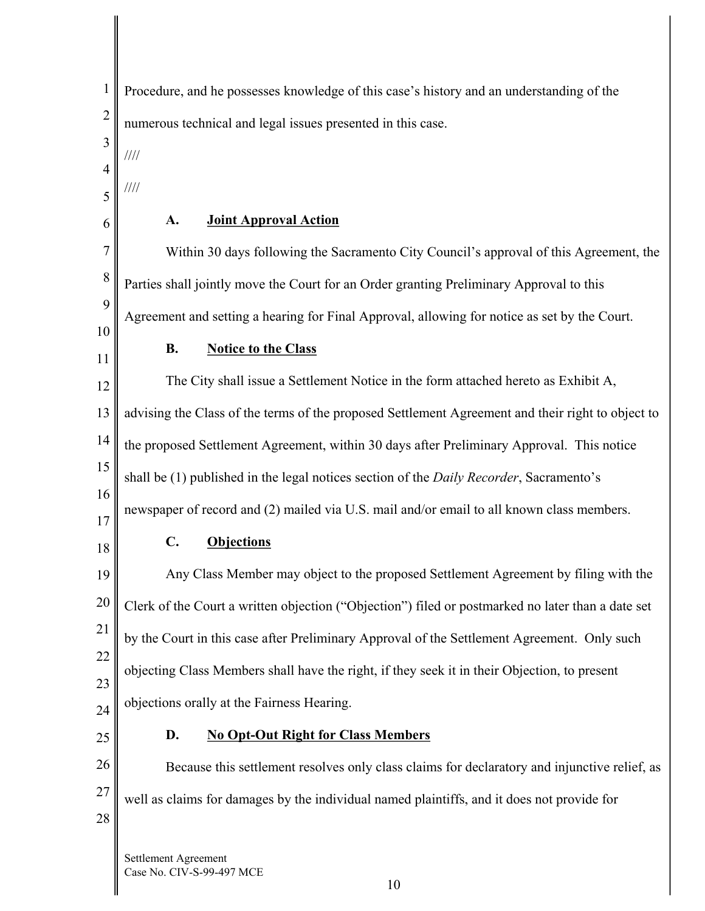Procedure, and he possesses knowledge of this case's history and an understanding of the numerous technical and legal issues presented in this case.

////

////

### A. Joint Approval Action

Within 30 days following the Sacramento City Council's approval of this Agreement, the Parties shall jointly move the Court for an Order granting Preliminary Approval to this Agreement and setting a hearing for Final Approval, allowing for notice as set by the Court.

### B. Notice to the Class

The City shall issue a Settlement Notice in the form attached hereto as Exhibit A, advising the Class of the terms of the proposed Settlement Agreement and their right to object to the proposed Settlement Agreement, within 30 days after Preliminary Approval. This notice shall be (1) published in the legal notices section of the *Daily Recorder*, Sacramento's newspaper of record and (2) mailed via U.S. mail and/or email to all known class members.

### C. Objections

Any Class Member may object to the proposed Settlement Agreement by filing with the Clerk of the Court a written objection ("Objection") filed or postmarked no later than a date set by the Court in this case after Preliminary Approval of the Settlement Agreement. Only such objecting Class Members shall have the right, if they seek it in their Objection, to present objections orally at the Fairness Hearing.

### D. No Opt-Out Right for Class Members

Because this settlement resolves only class claims for declaratory and injunctive relief, as well as claims for damages by the individual named plaintiffs, and it does not provide for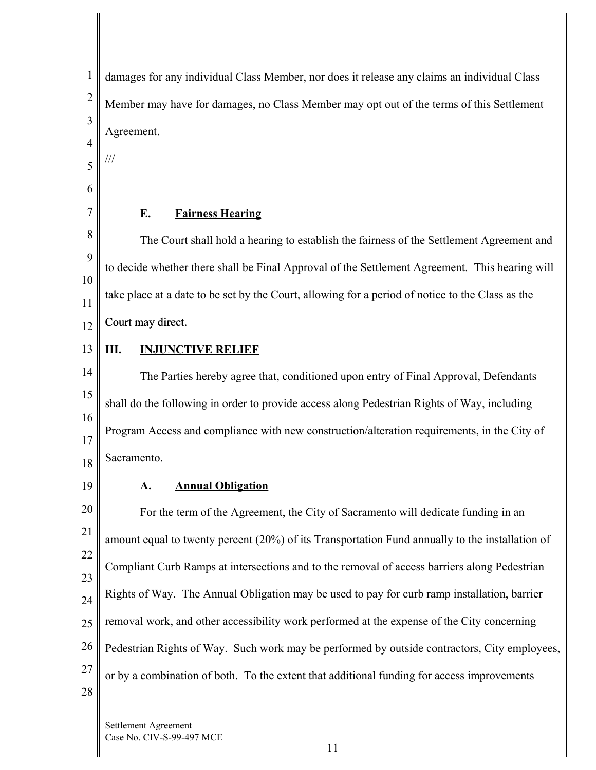damages for any individual Class Member, nor does it release any claims an individual Class Member may have for damages, no Class Member may opt out of the terms of this Settlement Agreement.

///

**E. Fairness Hearing**

The Court shall hold a hearing to establish the fairness of the Settlement Agreement and to decide whether there shall be Final Approval of the Settlement Agreement. This hearing will take place at a date to be set by the Court, allowing for a period of notice to the Class as the Court may direct.

## III. INJUNCTIVE RELIEF

The Parties hereby agree that, conditioned upon entry of Final Approval, Defendants shall do the following in order to provide access along Pedestrian Rights of Way, including Program Access and compliance with new construction/alteration requirements, in the City of Sacramento.

**A. Annual Obligation**

For the term of the Agreement, the City of Sacramento will dedicate funding in an amount equal to twenty percent (20%) of its Transportation Fund annually to the installation of Compliant Curb Ramps at intersections and to the removal of access barriers along Pedestrian Rights of Way. The Annual Obligation may be used to pay for curb ramp installation, barrier removal work, and other accessibility work performed at the expense of the City concerning Pedestrian Rights of Way. Such work may be performed by outside contractors, City employees, or by a combination of both. To the extent that additional funding for access improvements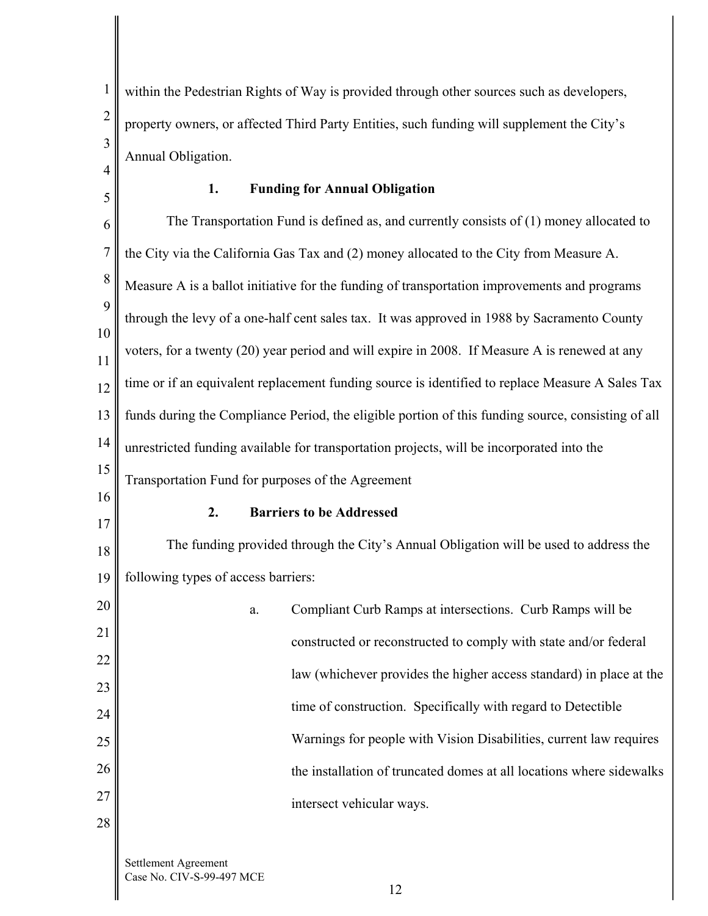within the Pedestrian Rights of Way is provided through other sources such as developers, property owners, or affected Third Party Entities, such funding will supplement the City's Annual Obligation.

### 1. Funding for Annual Obligation

The Transportation Fund is defined as, and currently consists of (1) money allocated to the City via the California Gas Tax and (2) money allocated to the City from Measure A. Measure A is a ballot initiative for the funding of transportation improvements and programs through the levy of a one-half cent sales tax. It was approved in 1988 by Sacramento County voters, for a twenty (20) year period and will expire in 2008. If Measure A is renewed at any time or if an equivalent replacement funding source is identified to replace Measure A Sales Tax funds during the Compliance Period, the eligible portion of this funding source, consisting of all unrestricted funding available for transportation projects, will be incorporated into the Transportation Fund for purposes of the Agreement

### 2. Barriers to be Addressed

The funding provided through the City's Annual Obligation will be used to address the following types of access barriers:

a. Compliant Curb Ramps at intersections. Curb Ramps will be constructed or reconstructed to comply with state and/or federal law (whichever provides the higher access standard) in place at the time of construction. Specifically with regard to Detectible Warnings for people with Vision Disabilities, current law requires the installation of truncated domes at all locations where sidewalks intersect vehicular ways.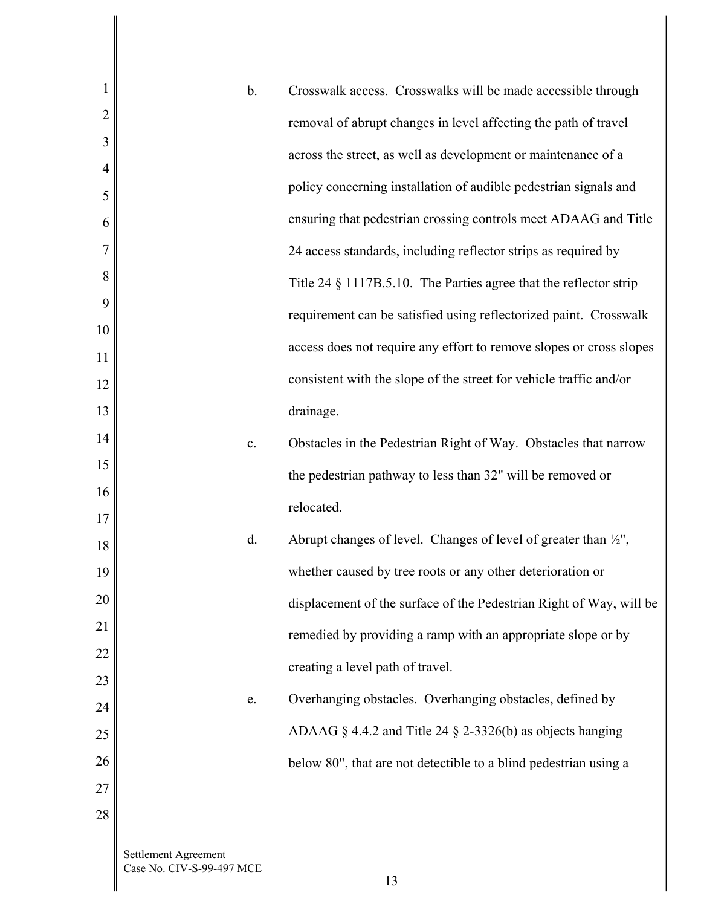b. Crosswalk access. Crosswalks will be made accessible through removal of abrupt changes in level affecting the path of travel across the street, as well as development or maintenance of a policy concerning installation of audible pedestrian signals and ensuring that pedestrian crossing controls meet ADAAG and Title 24 access standards, including reflector strips as required by Title 24 § 1117B.5.10. The Parties agree that the reflector strip requirement can be satisfied using reflectorized paint. Crosswalk access does not require any effort to remove slopes or cross slopes consistent with the slope of the street for vehicle traffic and/or drainage.

c. Obstacles in the Pedestrian Right of Way. Obstacles that narrow the pedestrian pathway to less than 32" will be removed or relocated.

d. Abrupt changes of level. Changes of level of greater than ½", whether caused by tree roots or any other deterioration or displacement of the surface of the Pedestrian Right of Way, will be remedied by providing a ramp with an appropriate slope or by creating a level path of travel.

e. Overhanging obstacles. Overhanging obstacles, defined by ADAAG § 4.4.2 and Title 24 § 2-3326(b) as objects hanging below 80", that are not detectible to a blind pedestrian using a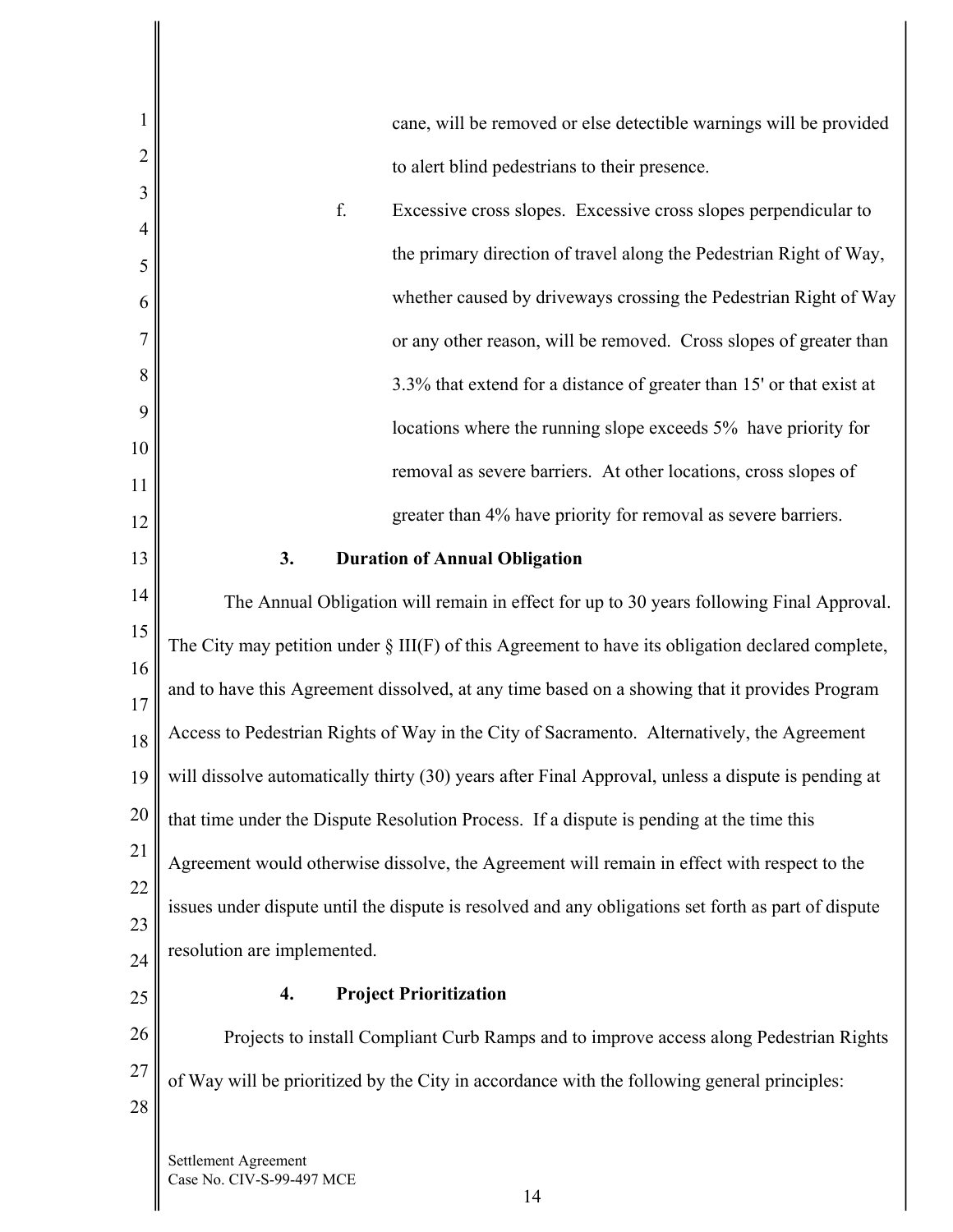cane, will be removed or else detectible warnings will be provided to alert blind pedestrians to their presence.

f. Excessive cross slopes. Excessive cross slopes perpendicular to the primary direction of travel along the Pedestrian Right of Way, whether caused by driveways crossing the Pedestrian Right of Way or any other reason, will be removed. Cross slopes of greater than 3.3% that extend for a distance of greater than 15' or that exist at locations where the running slope exceeds 5% have priority for removal as severe barriers. At other locations, cross slopes of greater than 4% have priority for removal as severe barriers.

### 3. Duration of Annual Obligation

The Annual Obligation will remain in effect for up to 30 years following Final Approval. The City may petition under § III(F) of this Agreement to have its obligation declared complete, and to have this Agreement dissolved, at any time based on a showing that it provides Program Access to Pedestrian Rights of Way in the City of Sacramento. Alternatively, the Agreement will dissolve automatically thirty (30) years after Final Approval, unless a dispute is pending at that time under the Dispute Resolution Process. If a dispute is pending at the time this Agreement would otherwise dissolve, the Agreement will remain in effect with respect to the issues under dispute until the dispute is resolved and any obligations set forth as part of dispute resolution are implemented.

### 4. Project Prioritization

Projects to install Compliant Curb Ramps and to improve access along Pedestrian Rights of Way will be prioritized by the City in accordance with the following general principles: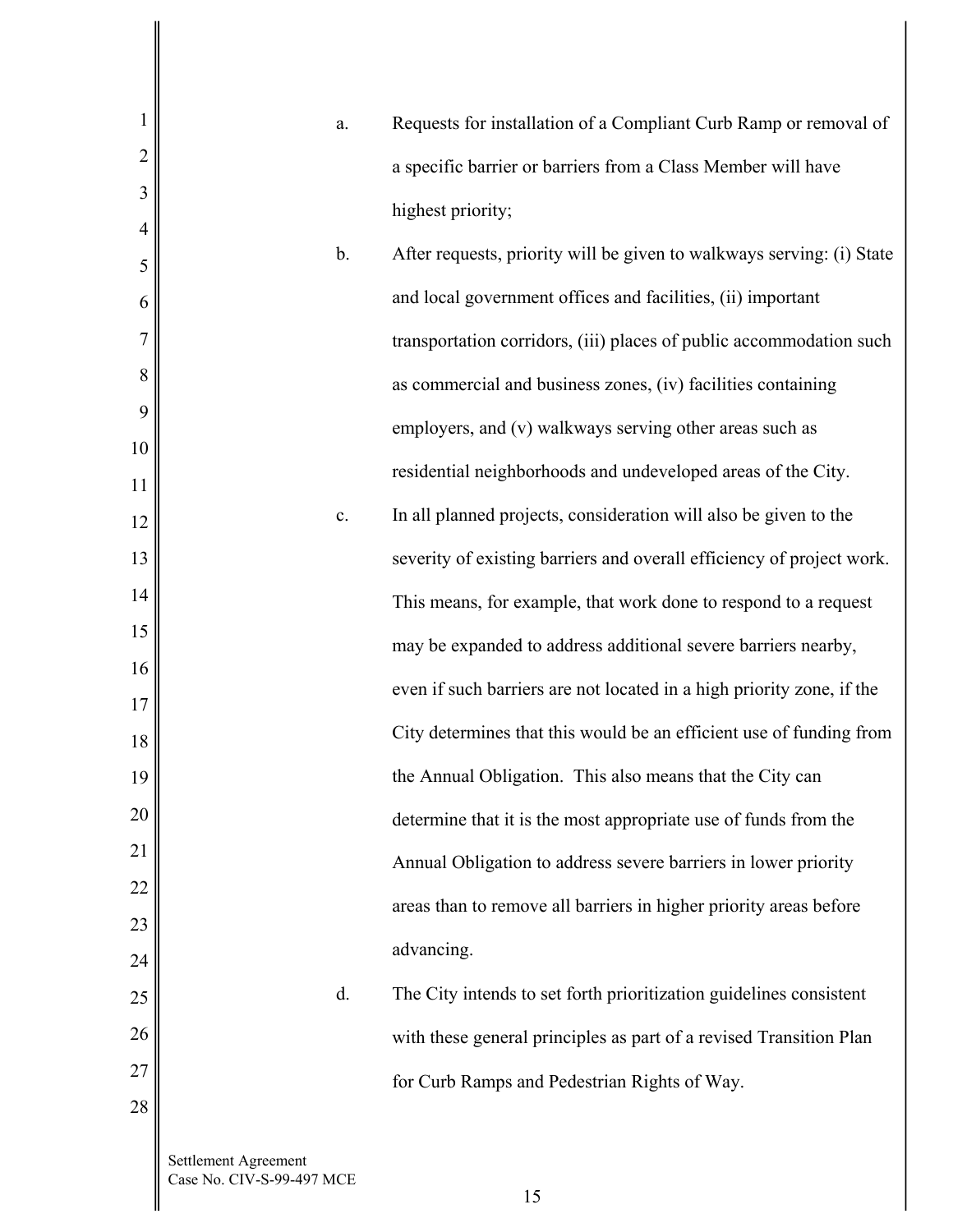a. Requests for installation of a Compliant Curb Ramp or removal of a specific barrier or barriers from a Class Member will have highest priority;

b. After requests, priority will be given to walkways serving: (i) State and local government offices and facilities, (ii) important transportation corridors, (iii) places of public accommodation such as commercial and business zones, (iv) facilities containing employers, and (v) walkways serving other areas such as residential neighborhoods and undeveloped areas of the City.

c. In all planned projects, consideration will also be given to the severity of existing barriers and overall efficiency of project work. This means, for example, that work done to respond to a request may be expanded to address additional severe barriers nearby, even if such barriers are not located in a high priority zone, if the City determines that this would be an efficient use of funding from the Annual Obligation. This also means that the City can determine that it is the most appropriate use of funds from the Annual Obligation to address severe barriers in lower priority areas than to remove all barriers in higher priority areas before advancing.

d. The City intends to set forth prioritization guidelines consistent with these general principles as part of a revised Transition Plan for Curb Ramps and Pedestrian Rights of Way.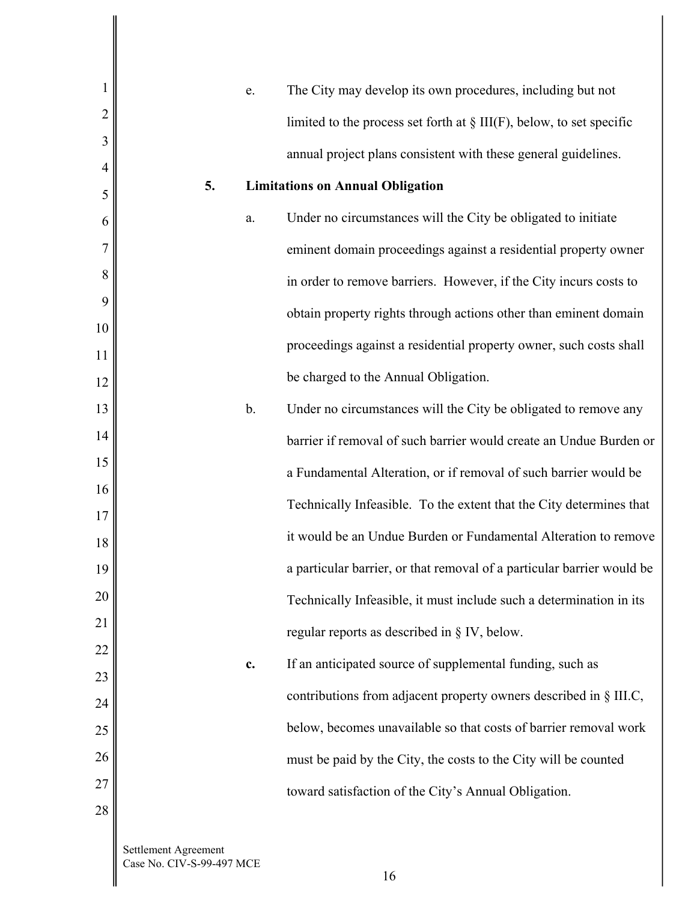e. The City may develop its own procedures, including but not limited to the process set forth at § III(F), below, to set specific annual project plans consistent with these general guidelines.

**5. Limitations on Annual Obligation**

a. Under no circumstances will the City be obligated to initiate eminent domain proceedings against a residential property owner in order to remove barriers. However, if the City incurs costs to obtain property rights through actions other than eminent domain proceedings against a residential property owner, such costs shall be charged to the Annual Obligation.

b. Under no circumstances will the City be obligated to remove any barrier if removal of such barrier would create an Undue Burden or a Fundamental Alteration, or if removal of such barrier would be Technically Infeasible. To the extent that the City determines that it would be an Undue Burden or Fundamental Alteration to remove a particular barrier, or that removal of a particular barrier would be Technically Infeasible, it must include such a determination in its regular reports as described in § IV, below.

**c.** If an anticipated source of supplemental funding, such as contributions from adjacent property owners described in § III.C, below, becomes unavailable so that costs of barrier removal work must be paid by the City, the costs to the City will be counted toward satisfaction of the City's Annual Obligation.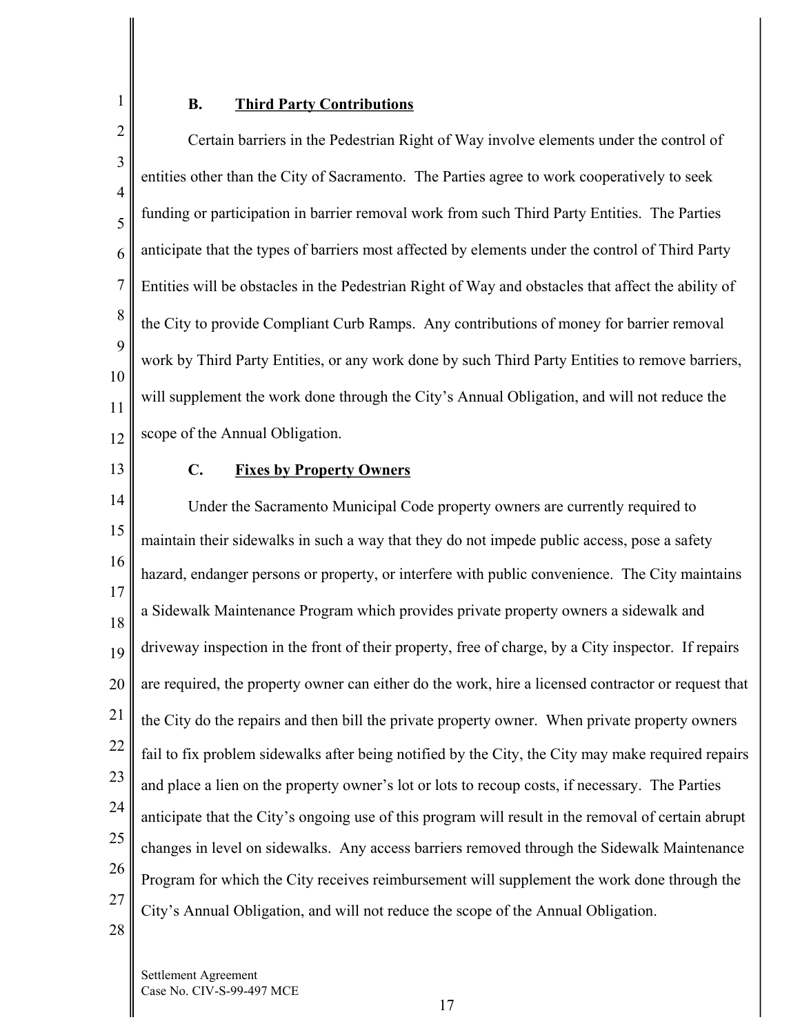### B. Third Party Contributions

Certain barriers in the Pedestrian Right of Way involve elements under the control of entities other than the City of Sacramento. The Parties agree to work cooperatively to seek funding or participation in barrier removal work from such Third Party Entities. The Parties anticipate that the types of barriers most affected by elements under the control of Third Party Entities will be obstacles in the Pedestrian Right of Way and obstacles that affect the ability of the City to provide Compliant Curb Ramps. Any contributions of money for barrier removal work by Third Party Entities, or any work done by such Third Party Entities to remove barriers, will supplement the work done through the City's Annual Obligation, and will not reduce the scope of the Annual Obligation.

### C. Fixes by Property Owners

Under the Sacramento Municipal Code property owners are currently required to maintain their sidewalks in such a way that they do not impede public access, pose a safety hazard, endanger persons or property, or interfere with public convenience. The City maintains a Sidewalk Maintenance Program which provides private property owners a sidewalk and driveway inspection in the front of their property, free of charge, by a City inspector. If repairs are required, the property owner can either do the work, hire a licensed contractor or request that the City do the repairs and then bill the private property owner. When private property owners fail to fix problem sidewalks after being notified by the City, the City may make required repairs and place a lien on the property owner's lot or lots to recoup costs, if necessary. The Parties anticipate that the City's ongoing use of this program will result in the removal of certain abrupt changes in level on sidewalks. Any access barriers removed through the Sidewalk Maintenance Program for which the City receives reimbursement will supplement the work done through the City's Annual Obligation, and will not reduce the scope of the Annual Obligation.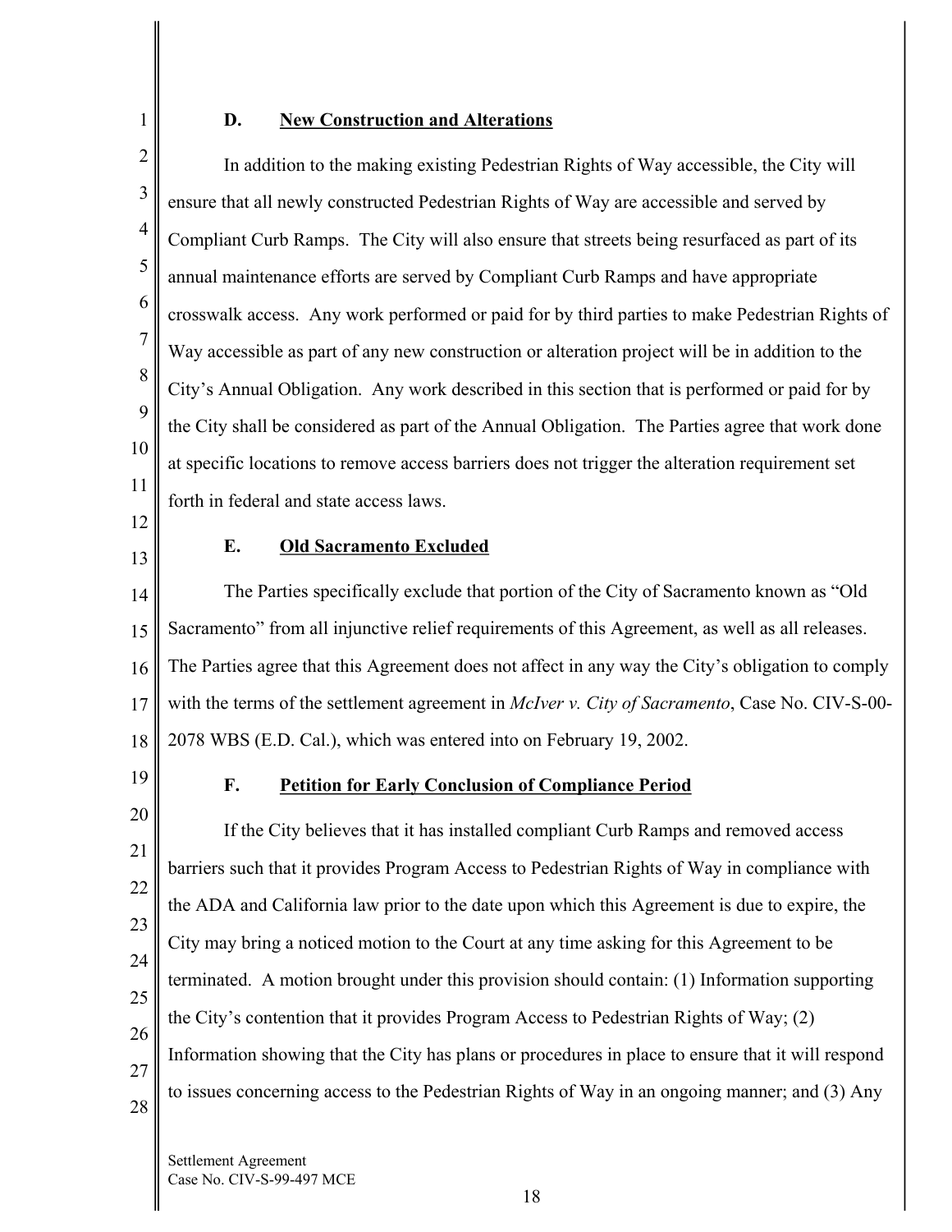### D. New Construction and Alterations

In addition to the making existing Pedestrian Rights of Way accessible, the City will ensure that all newly constructed Pedestrian Rights of Way are accessible and served by Compliant Curb Ramps. The City will also ensure that streets being resurfaced as part of its annual maintenance efforts are served by Compliant Curb Ramps and have appropriate crosswalk access. Any work performed or paid for by third parties to make Pedestrian Rights of Way accessible as part of any new construction or alteration project will be in addition to the City's Annual Obligation. Any work described in this section that is performed or paid for by the City shall be considered as part of the Annual Obligation. The Parties agree that work done at specific locations to remove access barriers does not trigger the alteration requirement set forth in federal and state access laws.

### E. Old Sacramento Excluded

The Parties specifically exclude that portion of the City of Sacramento known as "Old Sacramento" from all injunctive relief requirements of this Agreement, as well as all releases. The Parties agree that this Agreement does not affect in any way the City's obligation to comply with the terms of the settlement agreement in *McIver v. City of Sacramento*, Case No. CIV-S-00-2078 WBS (E.D. Cal.), which was entered into on February 19, 2002.

### F. Petition for Early Conclusion of Compliance Period

If the City believes that it has installed compliant Curb Ramps and removed access barriers such that it provides Program Access to Pedestrian Rights of Way in compliance with the ADA and California law prior to the date upon which this Agreement is due to expire, the City may bring a noticed motion to the Court at any time asking for this Agreement to be terminated. A motion brought under this provision should contain: (1) Information supporting the City's contention that it provides Program Access to Pedestrian Rights of Way; (2) Information showing that the City has plans or procedures in place to ensure that it will respond to issues concerning access to the Pedestrian Rights of Way in an ongoing manner; and (3) Any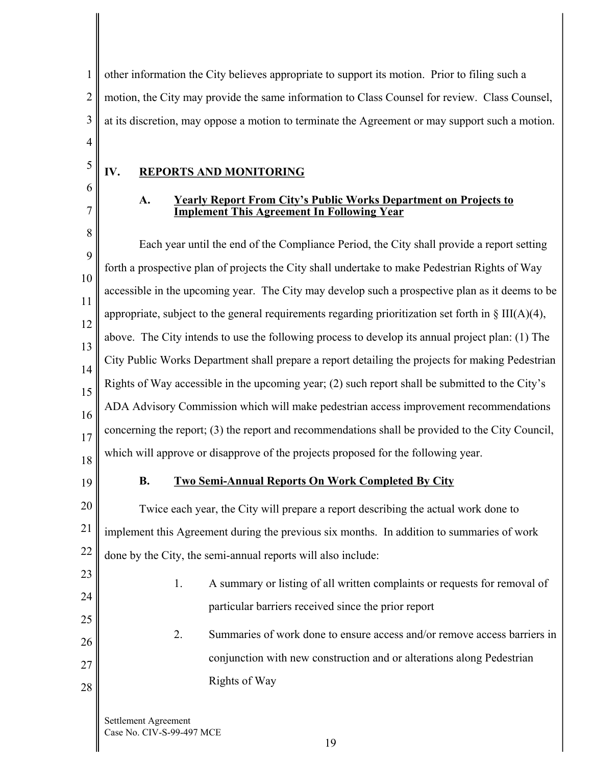other information the City believes appropriate to support its motion. Prior to filing such a motion, the City may provide the same information to Class Counsel for review. Class Counsel, at its discretion, may oppose a motion to terminate the Agreement or may support such a motion.

## IV. REPORTS AND MONITORING

### A. Yearly Report From City's Public Works Department on Projects to Implement This Agreement In Following Year

Each year until the end of the Compliance Period, the City shall provide a report setting forth a prospective plan of projects the City shall undertake to make Pedestrian Rights of Way accessible in the upcoming year. The City may develop such a prospective plan as it deems to be appropriate, subject to the general requirements regarding prioritization set forth in § III(A)(4), above. The City intends to use the following process to develop its annual project plan: (1) The City Public Works Department shall prepare a report detailing the projects for making Pedestrian Rights of Way accessible in the upcoming year; (2) such report shall be submitted to the City's ADA Advisory Commission which will make pedestrian access improvement recommendations concerning the report; (3) the report and recommendations shall be provided to the City Council, which will approve or disapprove of the projects proposed for the following year.

### B. Two Semi-Annual Reports On Work Completed By City

Twice each year, the City will prepare a report describing the actual work done to implement this Agreement during the previous six months. In addition to summaries of work done by the City, the semi-annual reports will also include:

1. A summary or listing of all written complaints or requests for removal of particular barriers received since the prior report

2. Summaries of work done to ensure access and/or remove access barriers in conjunction with new construction and or alterations along Pedestrian Rights of Way

Settlement Agreement
Case No. CIV-S-99-497 MCE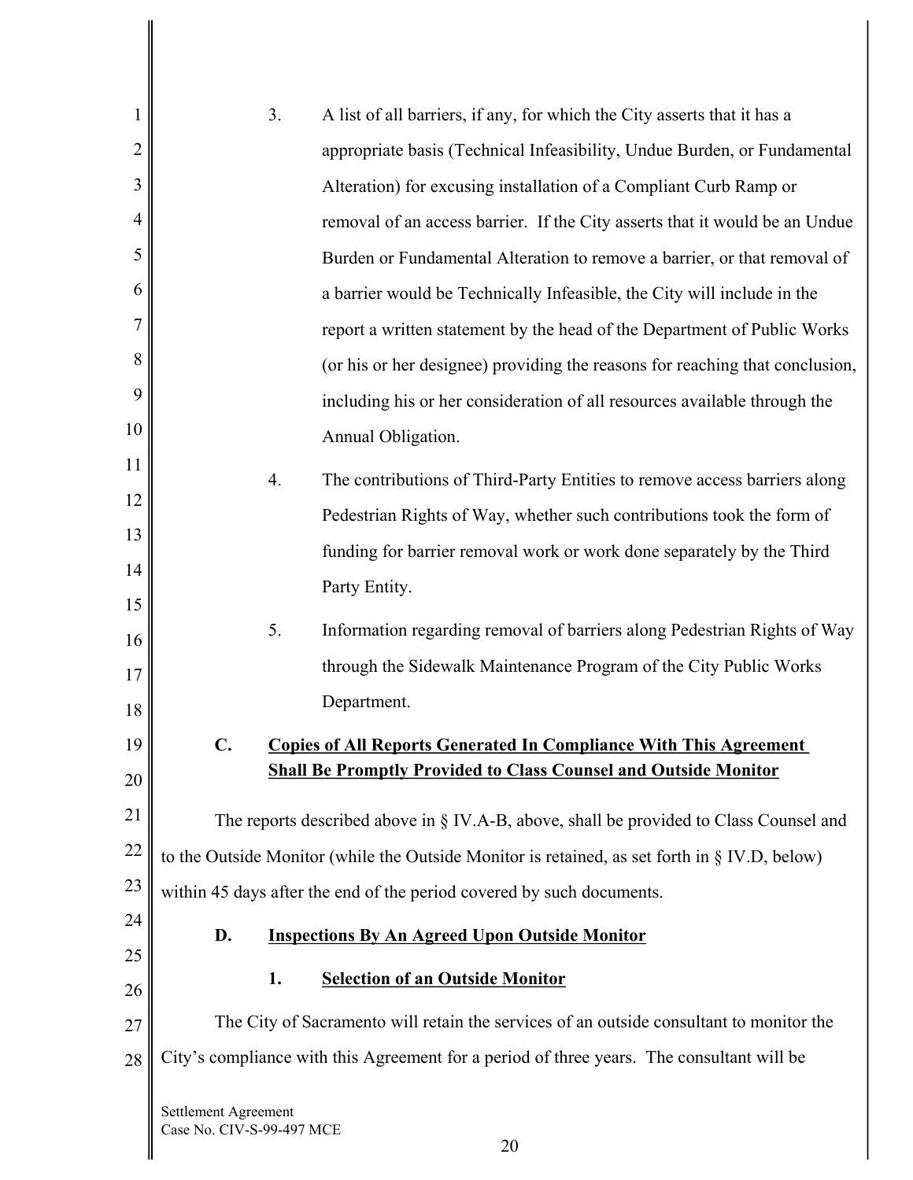3. A list of all barriers, if any, for which the City asserts that it has a appropriate basis (Technical Infeasibility, Undue Burden, or Fundamental Alteration) for excusing installation of a Compliant Curb Ramp or removal of an access barrier. If the City asserts that it would be an Undue Burden or Fundamental Alteration to remove a barrier, or that removal of a barrier would be Technically Infeasible, the City will include in the report a written statement by the head of the Department of Public Works (or his or her designee) providing the reasons for reaching that conclusion, including his or her consideration of all resources available through the Annual Obligation.

4. The contributions of Third-Party Entities to remove access barriers along Pedestrian Rights of Way, whether such contributions took the form of funding for barrier removal work or work done separately by the Third Party Entity.

5. Information regarding removal of barriers along Pedestrian Rights of Way through the Sidewalk Maintenance Program of the City Public Works Department.

### C. Copies of All Reports Generated In Compliance With This Agreement Shall Be Promptly Provided to Class Counsel and Outside Monitor

The reports described above in § IV.A-B, above, shall be provided to Class Counsel and to the Outside Monitor (while the Outside Monitor is retained, as set forth in § IV.D, below) within 45 days after the end of the period covered by such documents.

### D. Inspections By An Agreed Upon Outside Monitor

#### 1. Selection of an Outside Monitor

The City of Sacramento will retain the services of an outside consultant to monitor the City's compliance with this Agreement for a period of three years. The consultant will be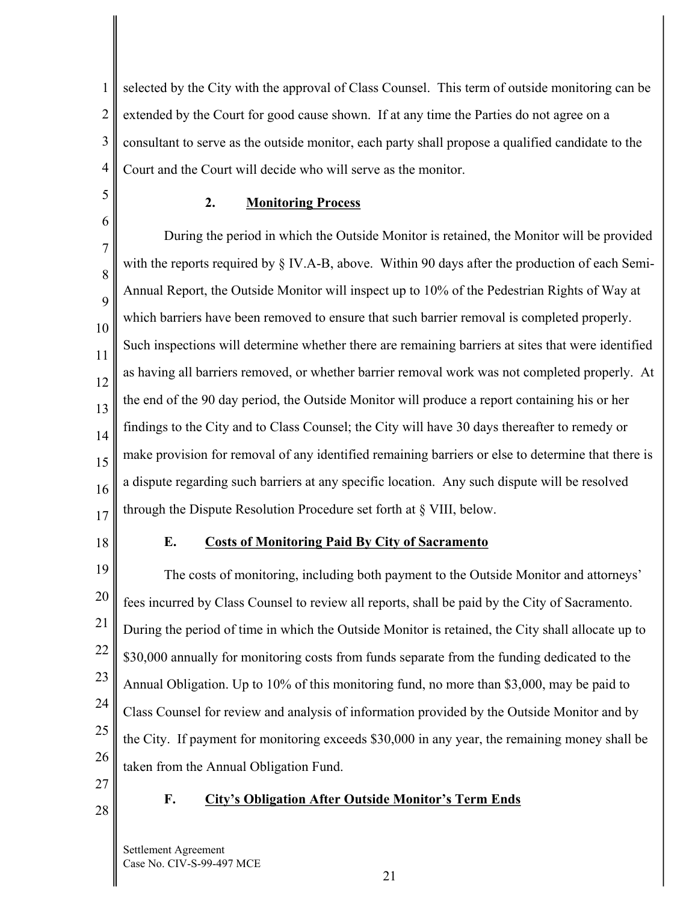selected by the City with the approval of Class Counsel. This term of outside monitoring can be extended by the Court for good cause shown. If at any time the Parties do not agree on a consultant to serve as the outside monitor, each party shall propose a qualified candidate to the Court and the Court will decide who will serve as the monitor.

### 2. Monitoring Process

During the period in which the Outside Monitor is retained, the Monitor will be provided with the reports required by § IV.A-B, above. Within 90 days after the production of each Semi-Annual Report, the Outside Monitor will inspect up to 10% of the Pedestrian Rights of Way at which barriers have been removed to ensure that such barrier removal is completed properly. Such inspections will determine whether there are remaining barriers at sites that were identified as having all barriers removed, or whether barrier removal work was not completed properly. At the end of the 90 day period, the Outside Monitor will produce a report containing his or her findings to the City and to Class Counsel; the City will have 30 days thereafter to remedy or make provision for removal of any identified remaining barriers or else to determine that there is a dispute regarding such barriers at any specific location. Any such dispute will be resolved through the Dispute Resolution Procedure set forth at § VIII, below.

### E. Costs of Monitoring Paid By City of Sacramento

The costs of monitoring, including both payment to the Outside Monitor and attorneys' fees incurred by Class Counsel to review all reports, shall be paid by the City of Sacramento. During the period of time in which the Outside Monitor is retained, the City shall allocate up to $30,000 annually for monitoring costs from funds separate from the funding dedicated to the Annual Obligation. Up to 10% of this monitoring fund, no more than $3,000, may be paid to Class Counsel for review and analysis of information provided by the Outside Monitor and by the City. If payment for monitoring exceeds $30,000 in any year, the remaining money shall be taken from the Annual Obligation Fund.

### F. City's Obligation After Outside Monitor's Term Ends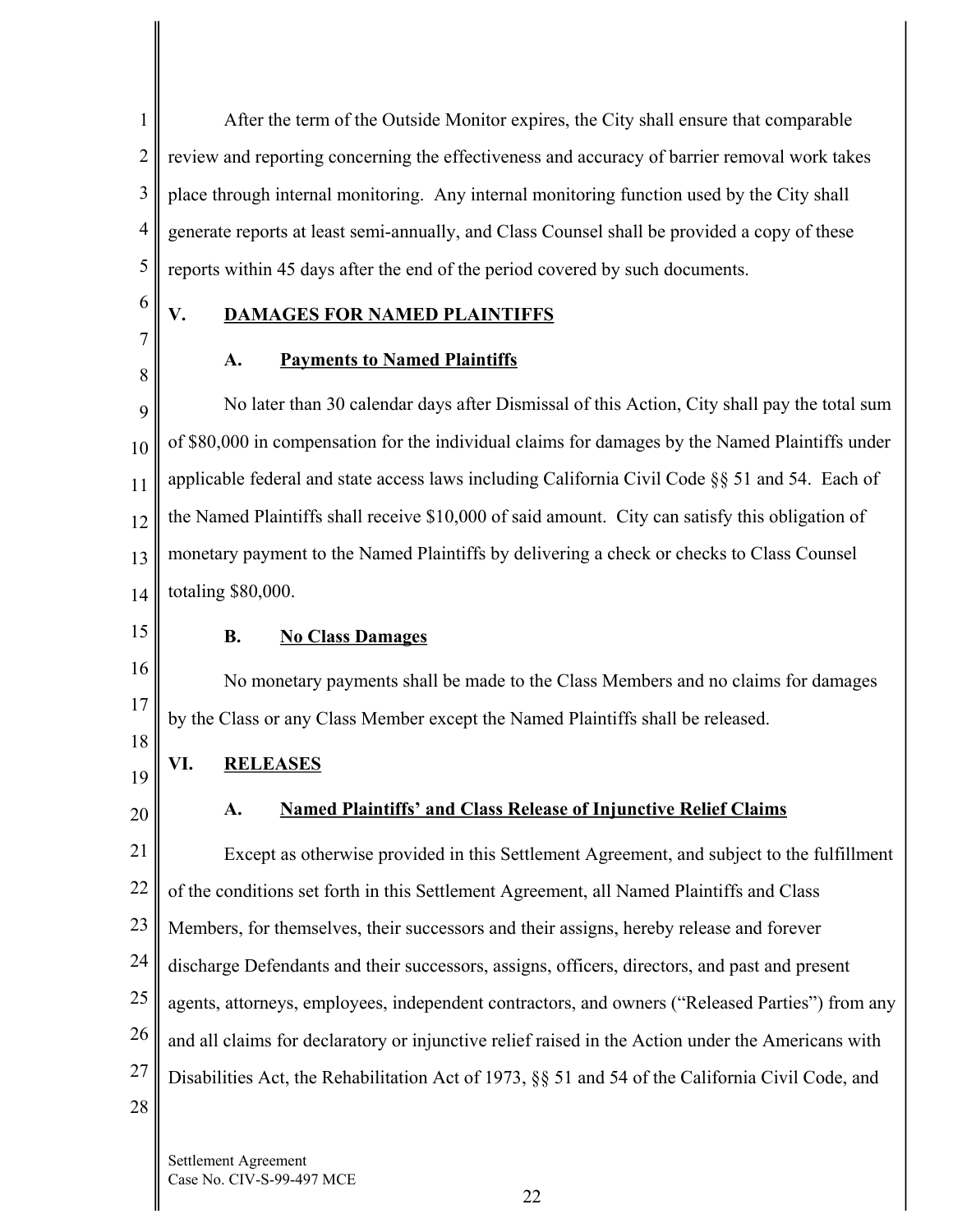After the term of the Outside Monitor expires, the City shall ensure that comparable review and reporting concerning the effectiveness and accuracy of barrier removal work takes place through internal monitoring. Any internal monitoring function used by the City shall generate reports at least semi-annually, and Class Counsel shall be provided a copy of these reports within 45 days after the end of the period covered by such documents.

## V. DAMAGES FOR NAMED PLAINTIFFS

### A. Payments to Named Plaintiffs

No later than 30 calendar days after Dismissal of this Action, City shall pay the total sum of $80,000 in compensation for the individual claims for damages by the Named Plaintiffs under applicable federal and state access laws including California Civil Code §§ 51 and 54. Each of the Named Plaintiffs shall receive $10,000 of said amount. City can satisfy this obligation of monetary payment to the Named Plaintiffs by delivering a check or checks to Class Counsel totaling $80,000.

### B. No Class Damages

No monetary payments shall be made to the Class Members and no claims for damages by the Class or any Class Member except the Named Plaintiffs shall be released.

## VI. RELEASES

### A. Named Plaintiffs' and Class Release of Injunctive Relief Claims

Except as otherwise provided in this Settlement Agreement, and subject to the fulfillment of the conditions set forth in this Settlement Agreement, all Named Plaintiffs and Class Members, for themselves, their successors and their assigns, hereby release and forever discharge Defendants and their successors, assigns, officers, directors, and past and present agents, attorneys, employees, independent contractors, and owners ("Released Parties") from any and all claims for declaratory or injunctive relief raised in the Action under the Americans with Disabilities Act, the Rehabilitation Act of 1973, §§ 51 and 54 of the California Civil Code, and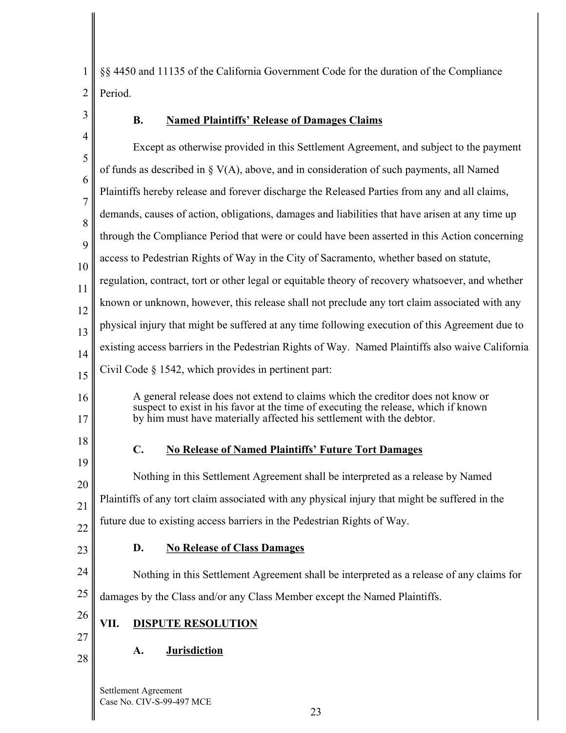§§ 4450 and 11135 of the California Government Code for the duration of the Compliance Period.

### B. Named Plaintiffs' Release of Damages Claims

Except as otherwise provided in this Settlement Agreement, and subject to the payment of funds as described in § V(A), above, and in consideration of such payments, all Named Plaintiffs hereby release and forever discharge the Released Parties from any and all claims, demands, causes of action, obligations, damages and liabilities that have arisen at any time up through the Compliance Period that were or could have been asserted in this Action concerning access to Pedestrian Rights of Way in the City of Sacramento, whether based on statute, regulation, contract, tort or other legal or equitable theory of recovery whatsoever, and whether known or unknown, however, this release shall not preclude any tort claim associated with any physical injury that might be suffered at any time following execution of this Agreement due to existing access barriers in the Pedestrian Rights of Way. Named Plaintiffs also waive California Civil Code § 1542, which provides in pertinent part:

> A general release does not extend to claims which the creditor does not know or suspect to exist in his favor at the time of executing the release, which if known by him must have materially affected his settlement with the debtor.

### C. No Release of Named Plaintiffs' Future Tort Damages

Nothing in this Settlement Agreement shall be interpreted as a release by Named Plaintiffs of any tort claim associated with any physical injury that might be suffered in the future due to existing access barriers in the Pedestrian Rights of Way.

### D. No Release of Class Damages

Nothing in this Settlement Agreement shall be interpreted as a release of any claims for damages by the Class and/or any Class Member except the Named Plaintiffs.

## VII. DISPUTE RESOLUTION

### A. Jurisdiction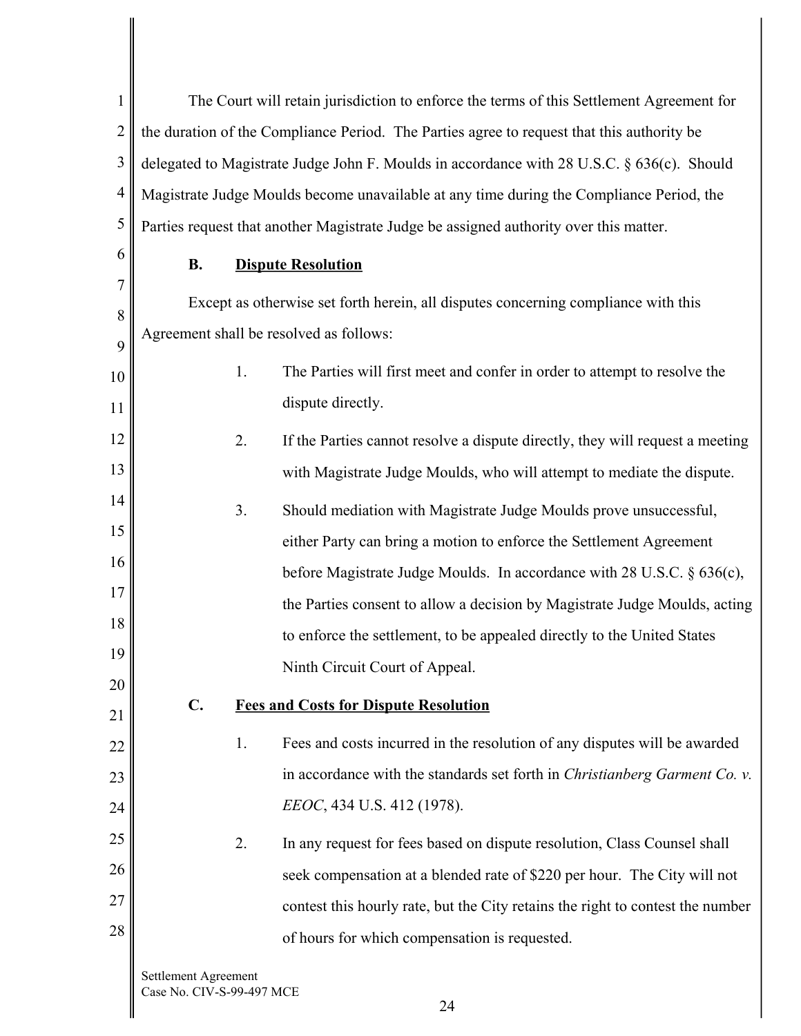The Court will retain jurisdiction to enforce the terms of this Settlement Agreement for the duration of the Compliance Period. The Parties agree to request that this authority be delegated to Magistrate Judge John F. Moulds in accordance with 28 U.S.C. § 636(c). Should Magistrate Judge Moulds become unavailable at any time during the Compliance Period, the Parties request that another Magistrate Judge be assigned authority over this matter.

**B. Dispute Resolution**

Except as otherwise set forth herein, all disputes concerning compliance with this Agreement shall be resolved as follows:

1. The Parties will first meet and confer in order to attempt to resolve the dispute directly.
2. If the Parties cannot resolve a dispute directly, they will request a meeting with Magistrate Judge Moulds, who will attempt to mediate the dispute.
3. Should mediation with Magistrate Judge Moulds prove unsuccessful, either Party can bring a motion to enforce the Settlement Agreement before Magistrate Judge Moulds. In accordance with 28 U.S.C. § 636(c), the Parties consent to allow a decision by Magistrate Judge Moulds, acting to enforce the settlement, to be appealed directly to the United States Ninth Circuit Court of Appeal.

**C. Fees and Costs for Dispute Resolution**

1. Fees and costs incurred in the resolution of any disputes will be awarded in accordance with the standards set forth in *Christianberg Garment Co. v. EEOC*, 434 U.S. 412 (1978).
2. In any request for fees based on dispute resolution, Class Counsel shall seek compensation at a blended rate of $220 per hour. The City will not contest this hourly rate, but the City retains the right to contest the number of hours for which compensation is requested.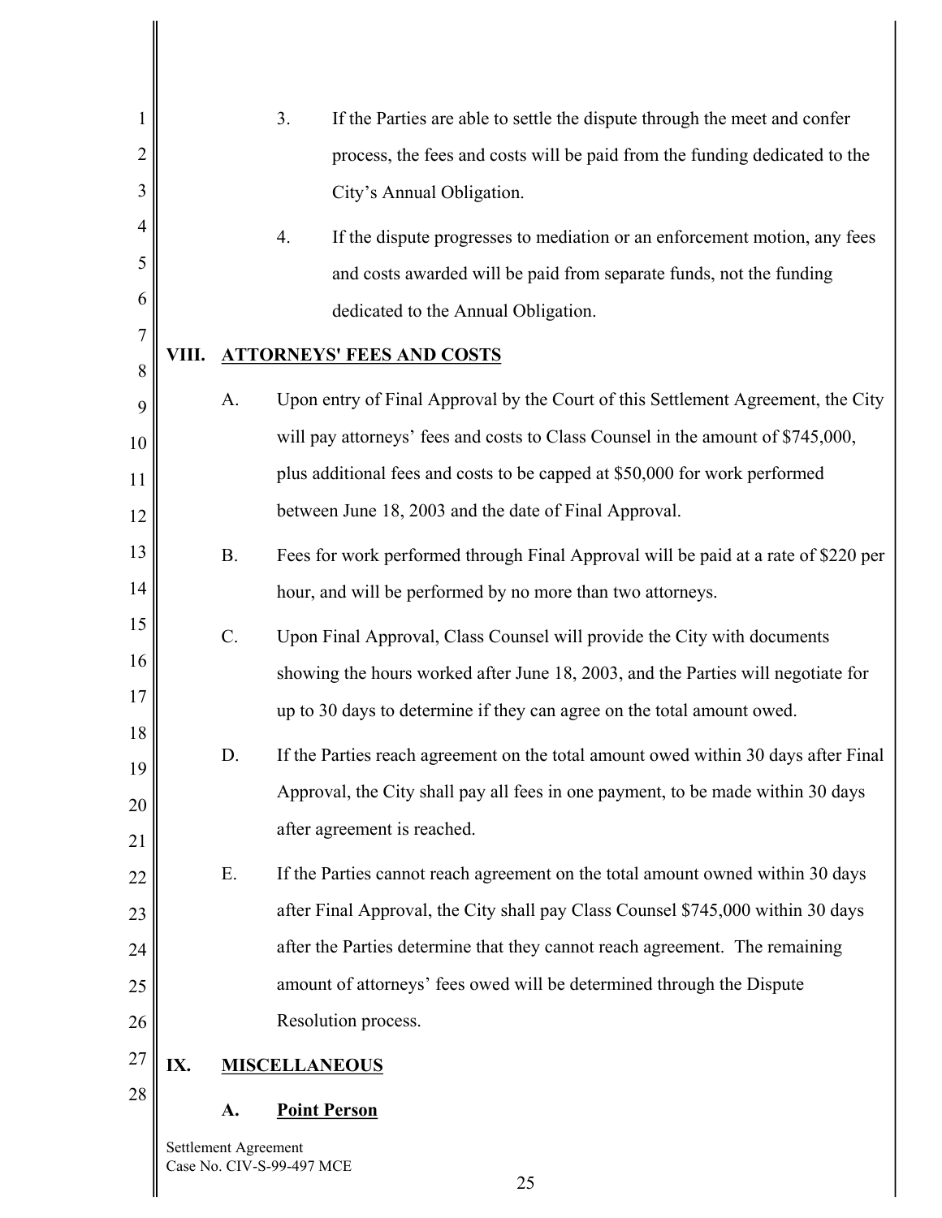3. If the Parties are able to settle the dispute through the meet and confer process, the fees and costs will be paid from the funding dedicated to the City's Annual Obligation.

4. If the dispute progresses to mediation or an enforcement motion, any fees and costs awarded will be paid from separate funds, not the funding dedicated to the Annual Obligation.

## VIII. ATTORNEYS' FEES AND COSTS

A. Upon entry of Final Approval by the Court of this Settlement Agreement, the City will pay attorneys' fees and costs to Class Counsel in the amount of $745,000, plus additional fees and costs to be capped at $50,000 for work performed between June 18, 2003 and the date of Final Approval.

B. Fees for work performed through Final Approval will be paid at a rate of $220 per hour, and will be performed by no more than two attorneys.

C. Upon Final Approval, Class Counsel will provide the City with documents showing the hours worked after June 18, 2003, and the Parties will negotiate for up to 30 days to determine if they can agree on the total amount owed.

D. If the Parties reach agreement on the total amount owed within 30 days after Final Approval, the City shall pay all fees in one payment, to be made within 30 days after agreement is reached.

E. If the Parties cannot reach agreement on the total amount owned within 30 days after Final Approval, the City shall pay Class Counsel $745,000 within 30 days after the Parties determine that they cannot reach agreement. The remaining amount of attorneys' fees owed will be determined through the Dispute Resolution process.

## IX. MISCELLANEOUS

### A. Point Person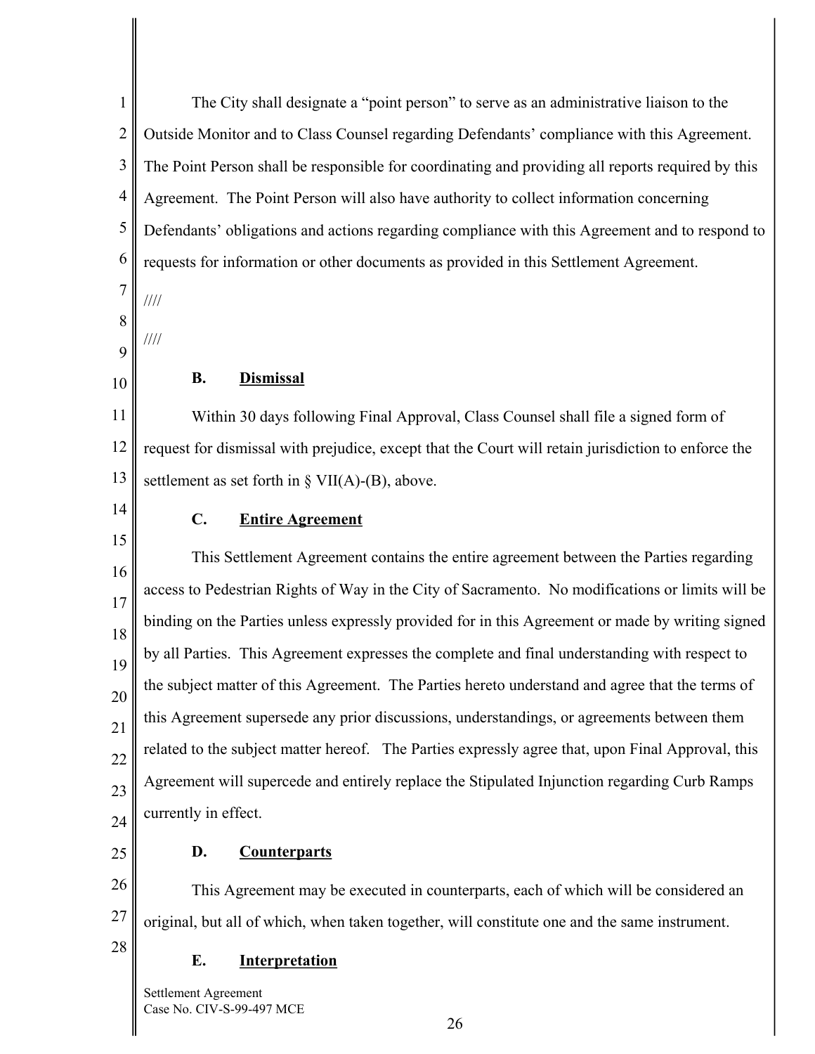The City shall designate a "point person" to serve as an administrative liaison to the Outside Monitor and to Class Counsel regarding Defendants' compliance with this Agreement. The Point Person shall be responsible for coordinating and providing all reports required by this Agreement. The Point Person will also have authority to collect information concerning Defendants' obligations and actions regarding compliance with this Agreement and to respond to requests for information or other documents as provided in this Settlement Agreement.

////

////

**B. Dismissal**

Within 30 days following Final Approval, Class Counsel shall file a signed form of request for dismissal with prejudice, except that the Court will retain jurisdiction to enforce the settlement as set forth in § VII(A)-(B), above.

**C. Entire Agreement**

This Settlement Agreement contains the entire agreement between the Parties regarding access to Pedestrian Rights of Way in the City of Sacramento. No modifications or limits will be binding on the Parties unless expressly provided for in this Agreement or made by writing signed by all Parties. This Agreement expresses the complete and final understanding with respect to the subject matter of this Agreement. The Parties hereto understand and agree that the terms of this Agreement supersede any prior discussions, understandings, or agreements between them related to the subject matter hereof. The Parties expressly agree that, upon Final Approval, this Agreement will supercede and entirely replace the Stipulated Injunction regarding Curb Ramps currently in effect.

**D. Counterparts**

This Agreement may be executed in counterparts, each of which will be considered an original, but all of which, when taken together, will constitute one and the same instrument.

**E. Interpretation**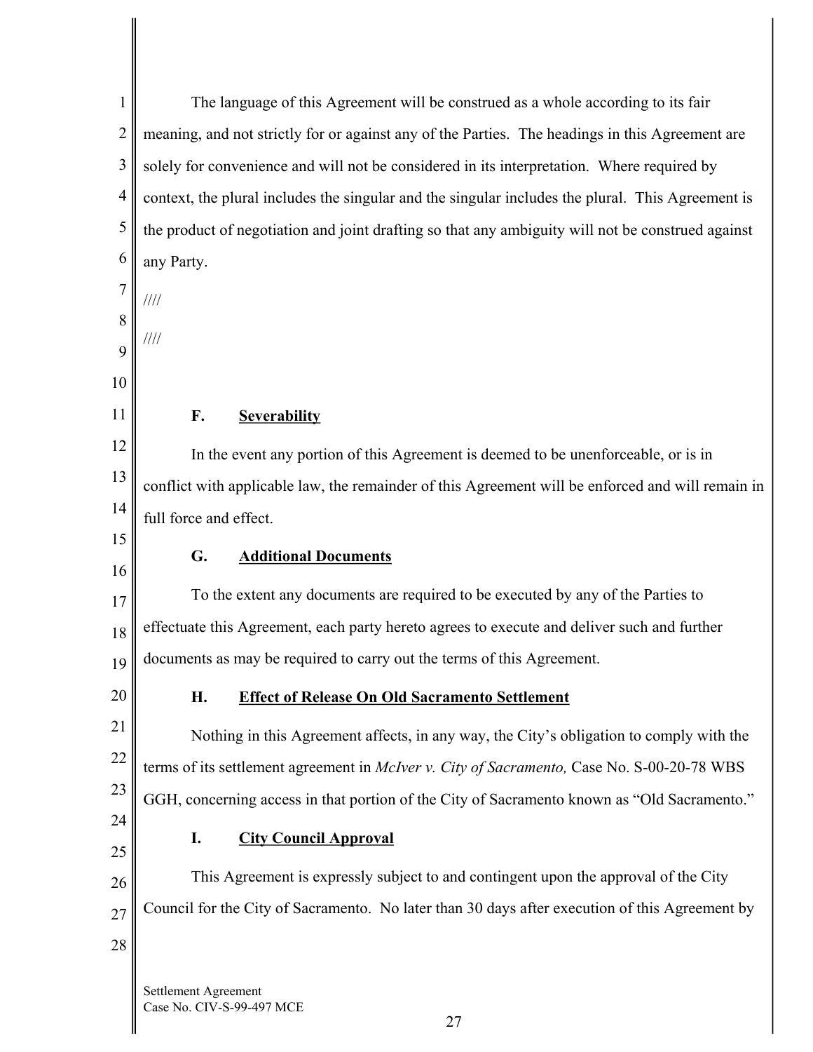The language of this Agreement will be construed as a whole according to its fair meaning, and not strictly for or against any of the Parties. The headings in this Agreement are solely for convenience and will not be considered in its interpretation. Where required by context, the plural includes the singular and the singular includes the plural. This Agreement is the product of negotiation and joint drafting so that any ambiguity will not be construed against any Party.

////

////

### F. Severability

In the event any portion of this Agreement is deemed to be unenforceable, or is in conflict with applicable law, the remainder of this Agreement will be enforced and will remain in full force and effect.

### G. Additional Documents

To the extent any documents are required to be executed by any of the Parties to effectuate this Agreement, each party hereto agrees to execute and deliver such and further documents as may be required to carry out the terms of this Agreement.

### H. Effect of Release On Old Sacramento Settlement

Nothing in this Agreement affects, in any way, the City's obligation to comply with the terms of its settlement agreement in *McIver v. City of Sacramento,* Case No. S-00-20-78 WBS GGH, concerning access in that portion of the City of Sacramento known as "Old Sacramento."

### I. City Council Approval

This Agreement is expressly subject to and contingent upon the approval of the City Council for the City of Sacramento. No later than 30 days after execution of this Agreement by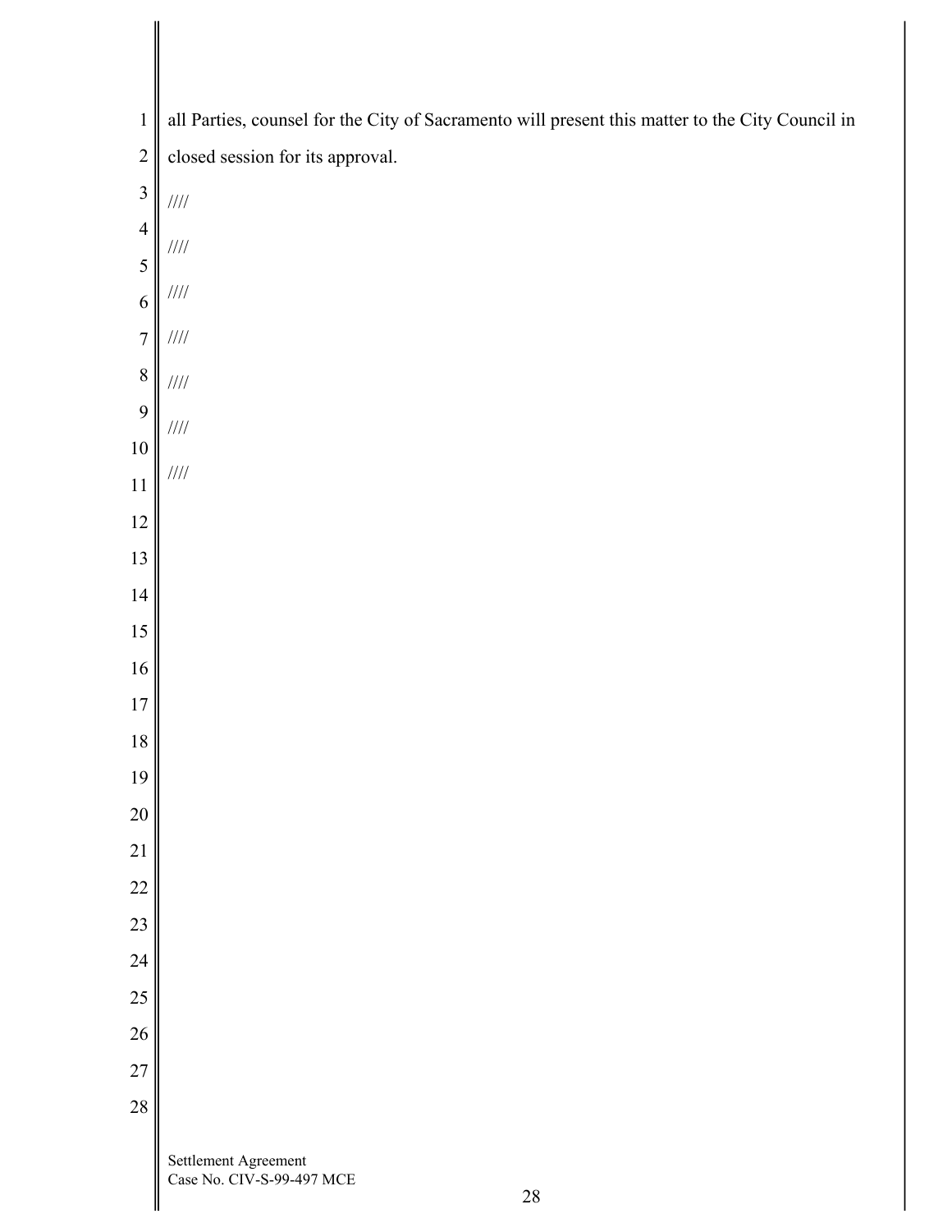all Parties, counsel for the City of Sacramento will present this matter to the City Council in closed session for its approval.

////

////

////

////

////

////

////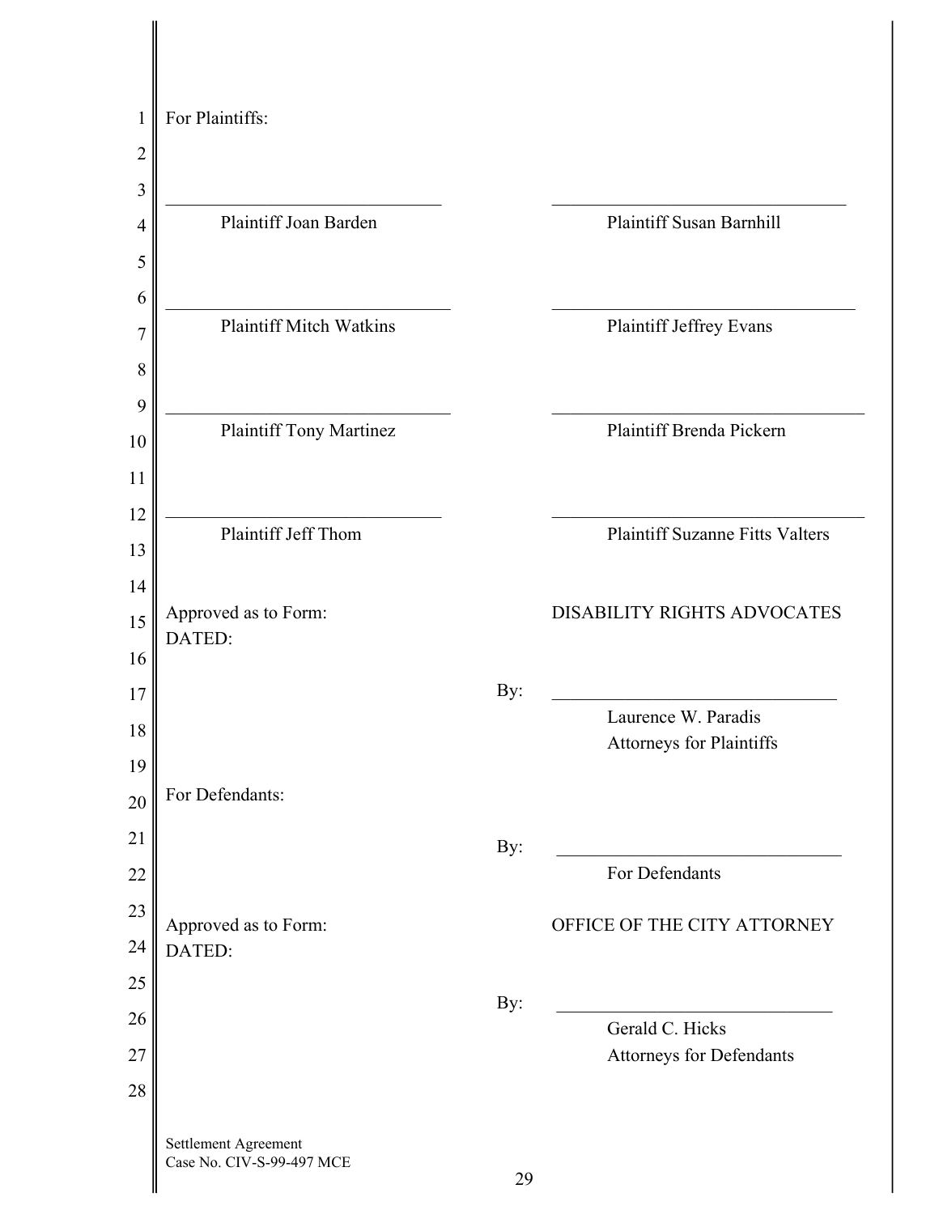For Plaintiffs:

| | |
|---|---|
| _____________________________ | _____________________________ |
| Plaintiff Joan Barden | Plaintiff Susan Barnhill |
| _____________________________ | _____________________________ |
| Plaintiff Mitch Watkins | Plaintiff Jeffrey Evans |
| _____________________________ | _____________________________ |
| Plaintiff Tony Martinez | Plaintiff Brenda Pickern |
| _____________________________ | _____________________________ |
| Plaintiff Jeff Thom | Plaintiff Suzanne Fitts Valters |

Approved as to Form:
DATED:

DISABILITY RIGHTS ADVOCATES

By: _____________________________
Laurence W. Paradis
Attorneys for Plaintiffs

For Defendants:

By: _____________________________
For Defendants

Approved as to Form:
DATED:

OFFICE OF THE CITY ATTORNEY

By: _____________________________
Gerald C. Hicks
Attorneys for Defendants

Settlement Agreement
Case No. CIV-S-99-497 MCE